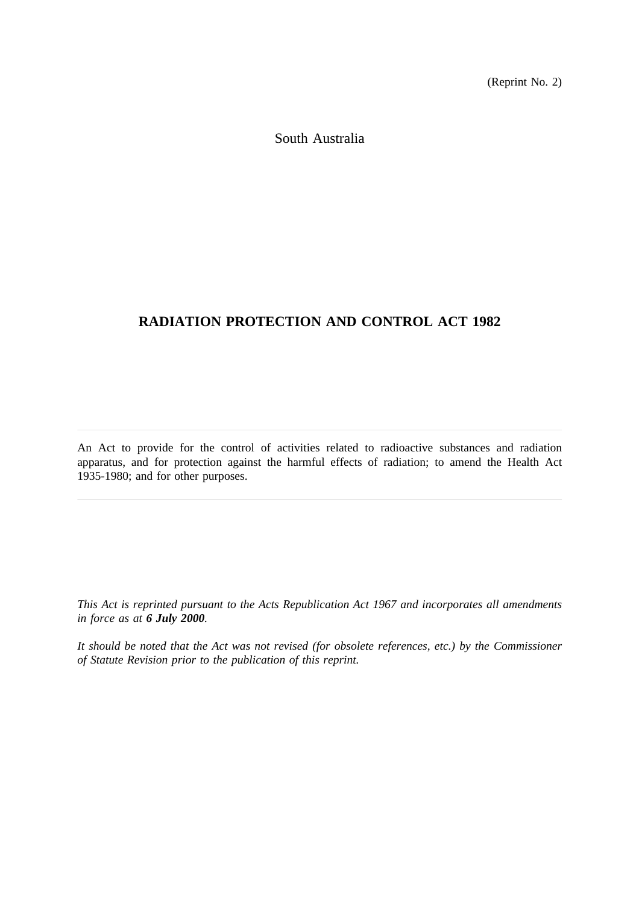(Reprint No. 2)

South Australia

# RADIATION PROTECTION AND CONTROL ACT 1982

---

An Act to provide for the control of activities related to radioactive substances and radiation apparatus, and for protection against the harmful effects of radiation; to amend the Health Act 1935-1980; and for other purposes.

---

*This Act is reprinted pursuant to the Acts Republication Act 1967 and incorporates all amendments in force as at **6 July 2000**.*

*It should be noted that the Act was not revised (for obsolete references, etc.) by the Commissioner of Statute Revision prior to the publication of this reprint.*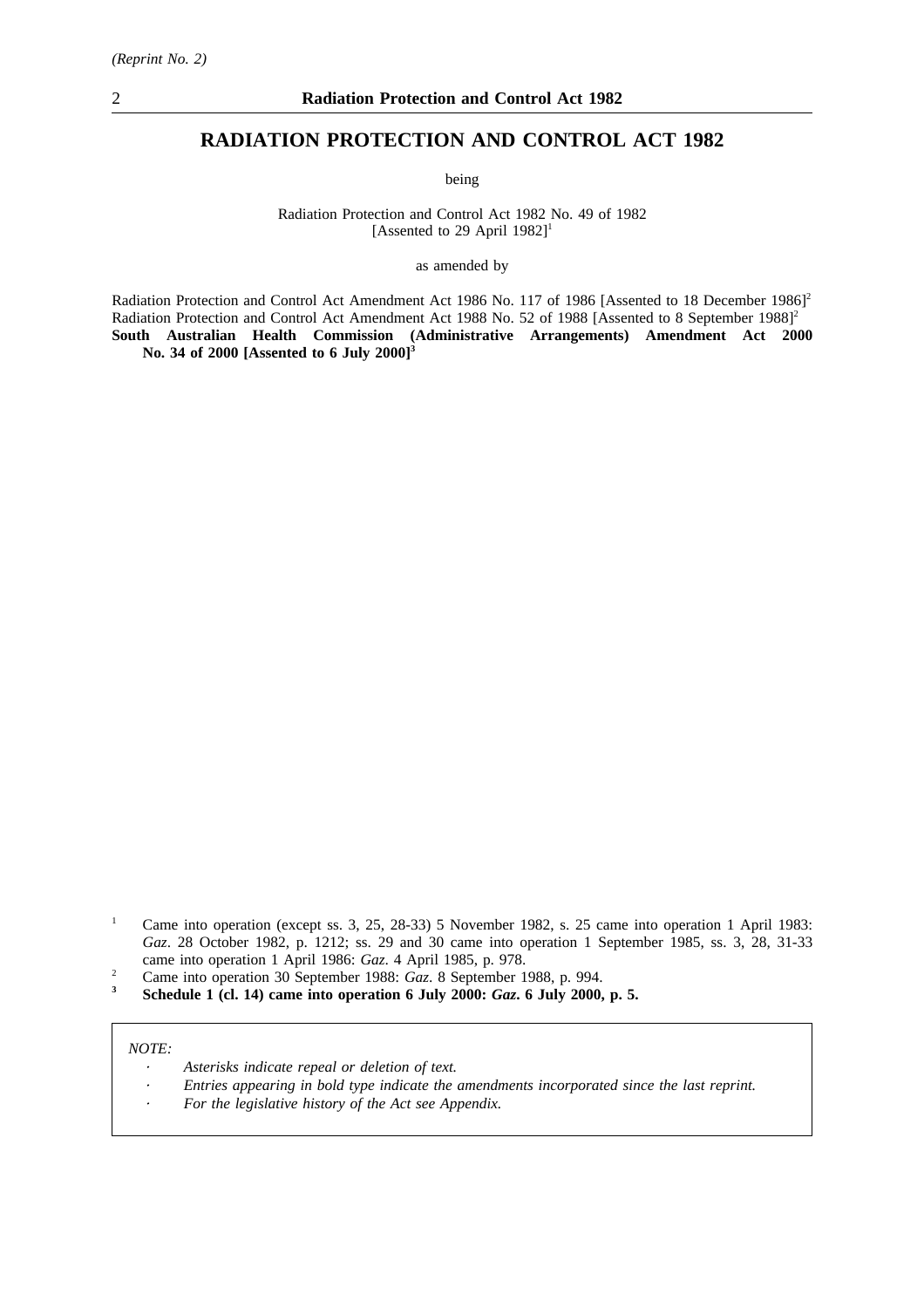# RADIATION PROTECTION AND CONTROL ACT 1982

being

Radiation Protection and Control Act 1982 No. 49 of 1982
[Assented to 29 April 1982][1]

as amended by

Radiation Protection and Control Act Amendment Act 1986 No. 117 of 1986 [Assented to 18 December 1986][2]
Radiation Protection and Control Act Amendment Act 1988 No. 52 of 1988 [Assented to 8 September 1988][2]
**South Australian Health Commission (Administrative Arrangements) Amendment Act 2000 No. 34 of 2000 [Assented to 6 July 2000][3]**

[1] Came into operation (except ss. 3, 25, 28-33) 5 November 1982, s. 25 came into operation 1 April 1983: *Gaz*. 28 October 1982, p. 1212; ss. 29 and 30 came into operation 1 September 1985, ss. 3, 28, 31-33 came into operation 1 April 1986: *Gaz*. 4 April 1985, p. 978.

[2] Came into operation 30 September 1988: *Gaz*. 8 September 1988, p. 994.

**[3] Schedule 1 (cl. 14) came into operation 6 July 2000: *Gaz*. 6 July 2000, p. 5.**

*NOTE:*

- *Asterisks indicate repeal or deletion of text.*
- *Entries appearing in bold type indicate the amendments incorporated since the last reprint.*
- *For the legislative history of the Act see Appendix.*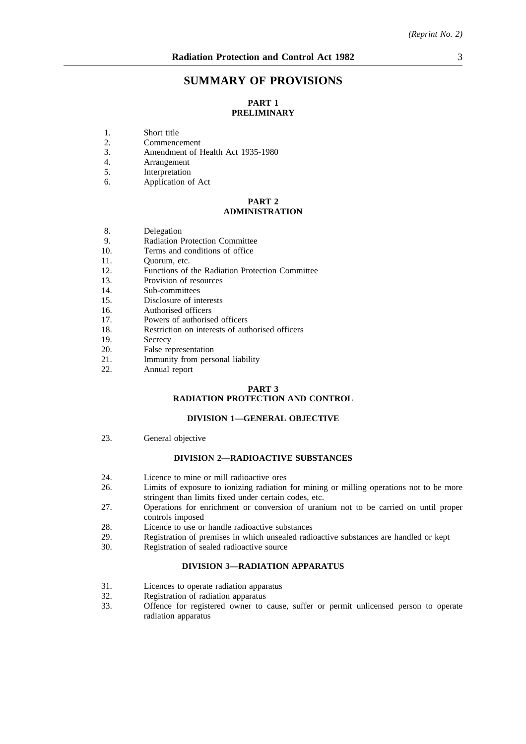# SUMMARY OF PROVISIONS

## PART 1
## PRELIMINARY

1. Short title
2. Commencement
3. Amendment of Health Act 1935-1980
4. Arrangement
5. Interpretation
6. Application of Act

## PART 2
## ADMINISTRATION

8. Delegation
9. Radiation Protection Committee
10. Terms and conditions of office
11. Quorum, etc.
12. Functions of the Radiation Protection Committee
13. Provision of resources
14. Sub-committees
15. Disclosure of interests
16. Authorised officers
17. Powers of authorised officers
18. Restriction on interests of authorised officers
19. Secrecy
20. False representation
21. Immunity from personal liability
22. Annual report

## PART 3
## RADIATION PROTECTION AND CONTROL

### DIVISION 1—GENERAL OBJECTIVE

23. General objective

### DIVISION 2—RADIOACTIVE SUBSTANCES

24. Licence to mine or mill radioactive ores
26. Limits of exposure to ionizing radiation for mining or milling operations not to be more stringent than limits fixed under certain codes, etc.
27. Operations for enrichment or conversion of uranium not to be carried on until proper controls imposed
28. Licence to use or handle radioactive substances
29. Registration of premises in which unsealed radioactive substances are handled or kept
30. Registration of sealed radioactive source

### DIVISION 3—RADIATION APPARATUS

31. Licences to operate radiation apparatus
32. Registration of radiation apparatus
33. Offence for registered owner to cause, suffer or permit unlicensed person to operate radiation apparatus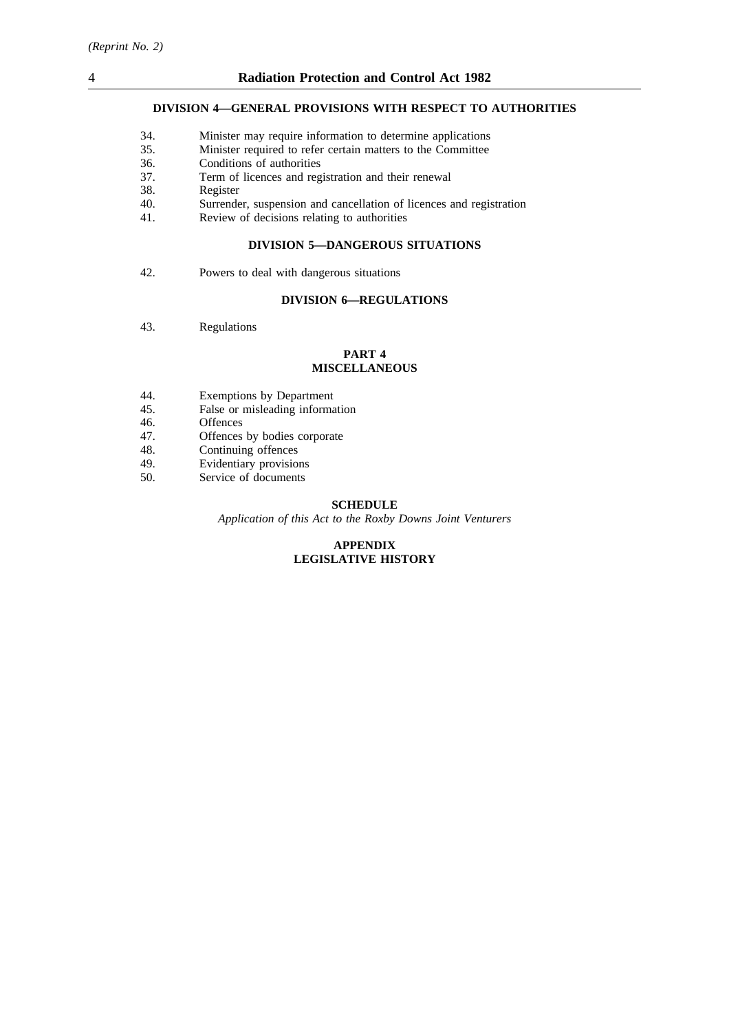### DIVISION 4—GENERAL PROVISIONS WITH RESPECT TO AUTHORITIES

34. Minister may require information to determine applications
35. Minister required to refer certain matters to the Committee
36. Conditions of authorities
37. Term of licences and registration and their renewal
38. Register
40. Surrender, suspension and cancellation of licences and registration
41. Review of decisions relating to authorities

### DIVISION 5—DANGEROUS SITUATIONS

42. Powers to deal with dangerous situations

### DIVISION 6—REGULATIONS

43. Regulations

## PART 4
## MISCELLANEOUS

44. Exemptions by Department
45. False or misleading information
46. Offences
47. Offences by bodies corporate
48. Continuing offences
49. Evidentiary provisions
50. Service of documents

**SCHEDULE**

*Application of this Act to the Roxby Downs Joint Venturers*

**APPENDIX**
**LEGISLATIVE HISTORY**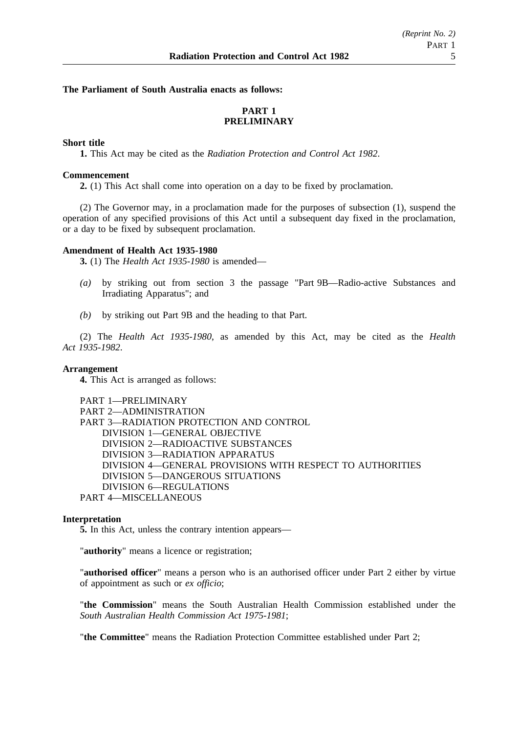**The Parliament of South Australia enacts as follows:**

## PART 1
## PRELIMINARY

**Short title**

**1.** This Act may be cited as the *Radiation Protection and Control Act 1982*.

**Commencement**

**2.** (1) This Act shall come into operation on a day to be fixed by proclamation.

(2) The Governor may, in a proclamation made for the purposes of subsection (1), suspend the operation of any specified provisions of this Act until a subsequent day fixed in the proclamation, or a day to be fixed by subsequent proclamation.

**Amendment of Health Act 1935-1980**

**3.** (1) The *Health Act 1935-1980* is amended—

*(a)* by striking out from section 3 the passage "Part 9B—Radio-active Substances and Irradiating Apparatus"; and

*(b)* by striking out Part 9B and the heading to that Part.

(2) The *Health Act 1935-1980*, as amended by this Act, may be cited as the *Health Act 1935-1982*.

**Arrangement**

**4.** This Act is arranged as follows:

PART 1—PRELIMINARY
PART 2—ADMINISTRATION
PART 3—RADIATION PROTECTION AND CONTROL
- DIVISION 1—GENERAL OBJECTIVE
- DIVISION 2—RADIOACTIVE SUBSTANCES
- DIVISION 3—RADIATION APPARATUS
- DIVISION 4—GENERAL PROVISIONS WITH RESPECT TO AUTHORITIES
- DIVISION 5—DANGEROUS SITUATIONS
- DIVISION 6—REGULATIONS

PART 4—MISCELLANEOUS

**Interpretation**

**5.** In this Act, unless the contrary intention appears—

"**authority**" means a licence or registration;

"**authorised officer**" means a person who is an authorised officer under Part 2 either by virtue of appointment as such or *ex officio*;

"**the Commission**" means the South Australian Health Commission established under the *South Australian Health Commission Act 1975-1981*;

"**the Committee**" means the Radiation Protection Committee established under Part 2;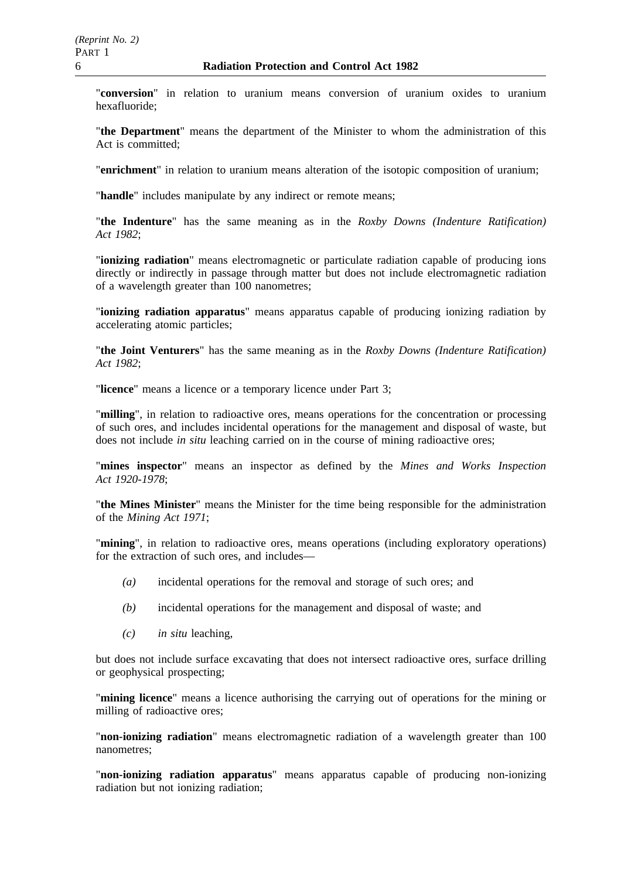"**conversion**" in relation to uranium means conversion of uranium oxides to uranium hexafluoride;

"**the Department**" means the department of the Minister to whom the administration of this Act is committed;

"**enrichment**" in relation to uranium means alteration of the isotopic composition of uranium;

"**handle**" includes manipulate by any indirect or remote means;

"**the Indenture**" has the same meaning as in the *Roxby Downs (Indenture Ratification) Act 1982*;

"**ionizing radiation**" means electromagnetic or particulate radiation capable of producing ions directly or indirectly in passage through matter but does not include electromagnetic radiation of a wavelength greater than 100 nanometres;

"**ionizing radiation apparatus**" means apparatus capable of producing ionizing radiation by accelerating atomic particles;

"**the Joint Venturers**" has the same meaning as in the *Roxby Downs (Indenture Ratification) Act 1982*;

"**licence**" means a licence or a temporary licence under Part 3;

"**milling**", in relation to radioactive ores, means operations for the concentration or processing of such ores, and includes incidental operations for the management and disposal of waste, but does not include *in situ* leaching carried on in the course of mining radioactive ores;

"**mines inspector**" means an inspector as defined by the *Mines and Works Inspection Act 1920-1978*;

"**the Mines Minister**" means the Minister for the time being responsible for the administration of the *Mining Act 1971*;

"**mining**", in relation to radioactive ores, means operations (including exploratory operations) for the extraction of such ores, and includes—

*(a)* incidental operations for the removal and storage of such ores; and

*(b)* incidental operations for the management and disposal of waste; and

*(c)* *in situ* leaching,

but does not include surface excavating that does not intersect radioactive ores, surface drilling or geophysical prospecting;

"**mining licence**" means a licence authorising the carrying out of operations for the mining or milling of radioactive ores;

"**non-ionizing radiation**" means electromagnetic radiation of a wavelength greater than 100 nanometres;

"**non-ionizing radiation apparatus**" means apparatus capable of producing non-ionizing radiation but not ionizing radiation;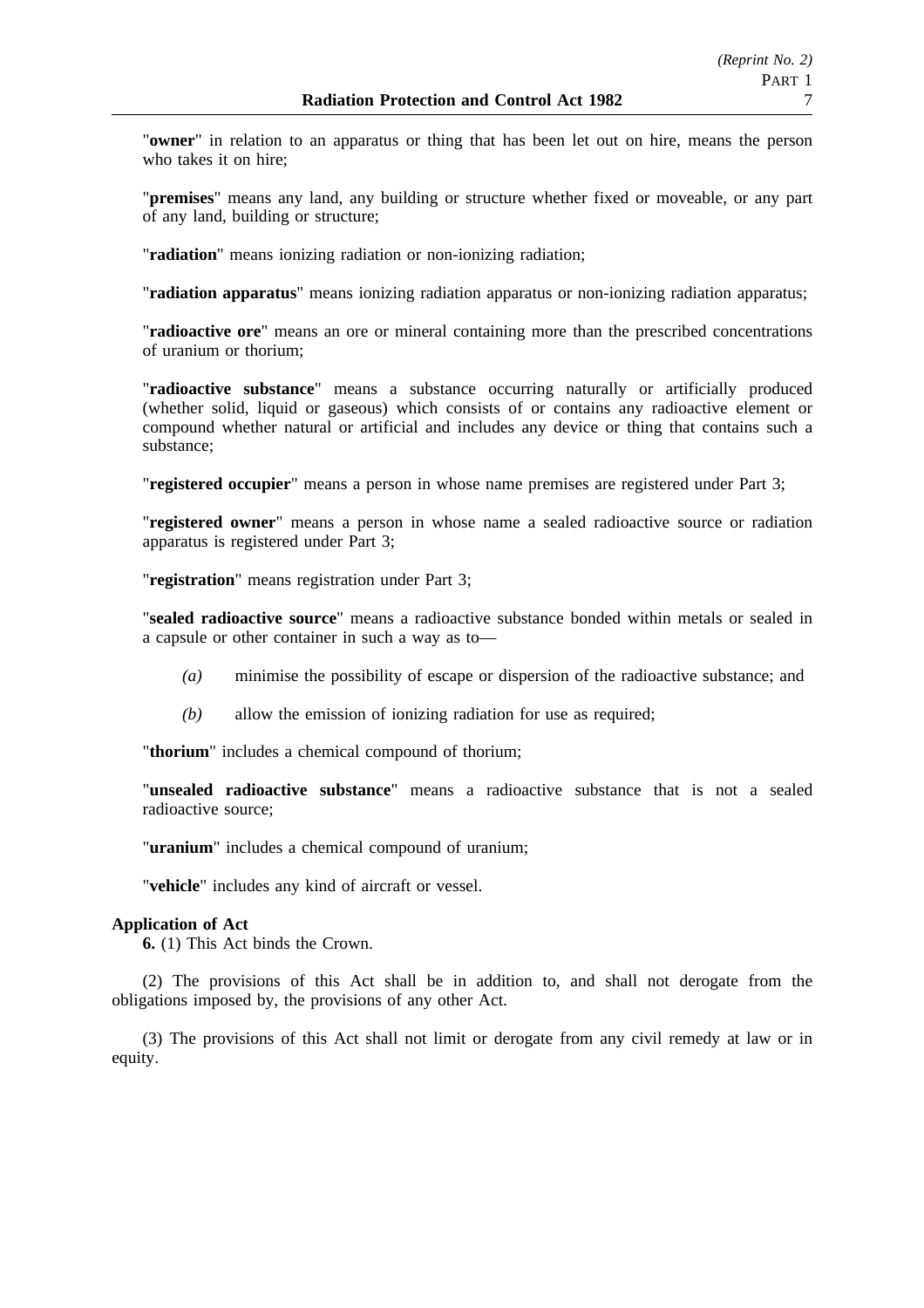"**owner**" in relation to an apparatus or thing that has been let out on hire, means the person who takes it on hire;

"**premises**" means any land, any building or structure whether fixed or moveable, or any part of any land, building or structure;

"**radiation**" means ionizing radiation or non-ionizing radiation;

"**radiation apparatus**" means ionizing radiation apparatus or non-ionizing radiation apparatus;

"**radioactive ore**" means an ore or mineral containing more than the prescribed concentrations of uranium or thorium;

"**radioactive substance**" means a substance occurring naturally or artificially produced (whether solid, liquid or gaseous) which consists of or contains any radioactive element or compound whether natural or artificial and includes any device or thing that contains such a substance;

"**registered occupier**" means a person in whose name premises are registered under Part 3;

"**registered owner**" means a person in whose name a sealed radioactive source or radiation apparatus is registered under Part 3;

"**registration**" means registration under Part 3;

"**sealed radioactive source**" means a radioactive substance bonded within metals or sealed in a capsule or other container in such a way as to—

*(a)* minimise the possibility of escape or dispersion of the radioactive substance; and

*(b)* allow the emission of ionizing radiation for use as required;

"**thorium**" includes a chemical compound of thorium;

"**unsealed radioactive substance**" means a radioactive substance that is not a sealed radioactive source;

"**uranium**" includes a chemical compound of uranium;

"**vehicle**" includes any kind of aircraft or vessel.

**Application of Act**

**6.** (1) This Act binds the Crown.

(2) The provisions of this Act shall be in addition to, and shall not derogate from the obligations imposed by, the provisions of any other Act.

(3) The provisions of this Act shall not limit or derogate from any civil remedy at law or in equity.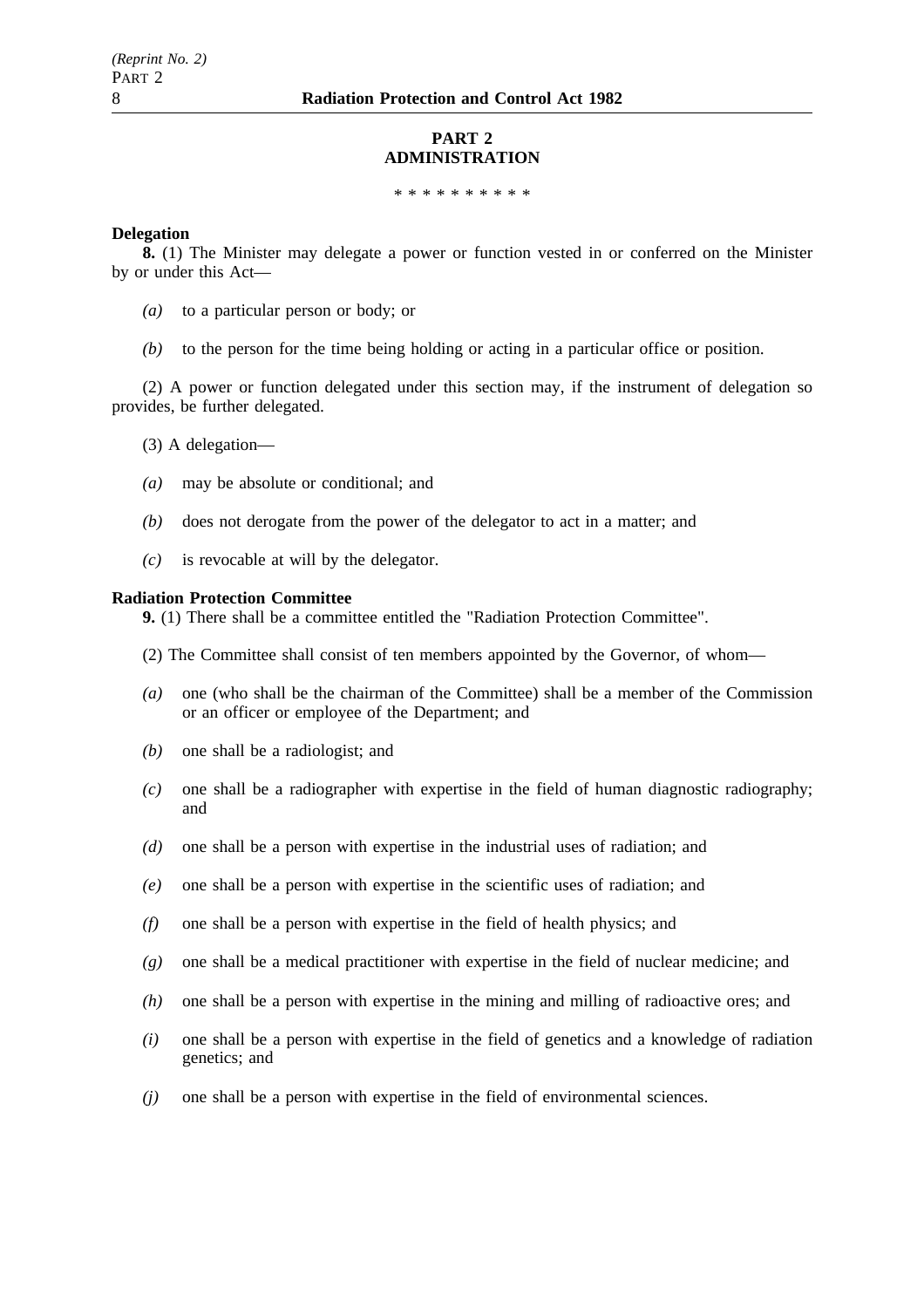## PART 2
## ADMINISTRATION

\* \* \* \* \* \* \* \* \* \*

**Delegation**

**8.** (1) The Minister may delegate a power or function vested in or conferred on the Minister by or under this Act—

*(a)* to a particular person or body; or

*(b)* to the person for the time being holding or acting in a particular office or position.

(2) A power or function delegated under this section may, if the instrument of delegation so provides, be further delegated.

(3) A delegation—

*(a)* may be absolute or conditional; and

*(b)* does not derogate from the power of the delegator to act in a matter; and

*(c)* is revocable at will by the delegator.

**Radiation Protection Committee**

**9.** (1) There shall be a committee entitled the "Radiation Protection Committee".

(2) The Committee shall consist of ten members appointed by the Governor, of whom—

*(a)* one (who shall be the chairman of the Committee) shall be a member of the Commission or an officer or employee of the Department; and

*(b)* one shall be a radiologist; and

*(c)* one shall be a radiographer with expertise in the field of human diagnostic radiography; and

*(d)* one shall be a person with expertise in the industrial uses of radiation; and

*(e)* one shall be a person with expertise in the scientific uses of radiation; and

*(f)* one shall be a person with expertise in the field of health physics; and

*(g)* one shall be a medical practitioner with expertise in the field of nuclear medicine; and

*(h)* one shall be a person with expertise in the mining and milling of radioactive ores; and

*(i)* one shall be a person with expertise in the field of genetics and a knowledge of radiation genetics; and

*(j)* one shall be a person with expertise in the field of environmental sciences.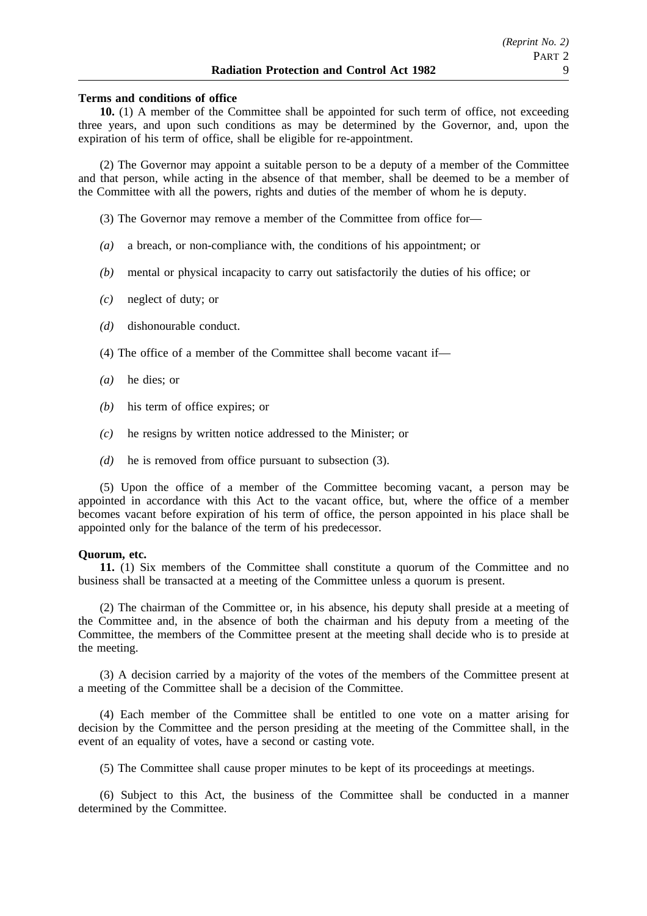**Terms and conditions of office**

**10.** (1) A member of the Committee shall be appointed for such term of office, not exceeding three years, and upon such conditions as may be determined by the Governor, and, upon the expiration of his term of office, shall be eligible for re-appointment.

(2) The Governor may appoint a suitable person to be a deputy of a member of the Committee and that person, while acting in the absence of that member, shall be deemed to be a member of the Committee with all the powers, rights and duties of the member of whom he is deputy.

(3) The Governor may remove a member of the Committee from office for—

*(a)* a breach, or non-compliance with, the conditions of his appointment; or

*(b)* mental or physical incapacity to carry out satisfactorily the duties of his office; or

*(c)* neglect of duty; or

*(d)* dishonourable conduct.

(4) The office of a member of the Committee shall become vacant if—

*(a)* he dies; or

*(b)* his term of office expires; or

*(c)* he resigns by written notice addressed to the Minister; or

*(d)* he is removed from office pursuant to subsection (3).

(5) Upon the office of a member of the Committee becoming vacant, a person may be appointed in accordance with this Act to the vacant office, but, where the office of a member becomes vacant before expiration of his term of office, the person appointed in his place shall be appointed only for the balance of the term of his predecessor.

**Quorum, etc.**

**11.** (1) Six members of the Committee shall constitute a quorum of the Committee and no business shall be transacted at a meeting of the Committee unless a quorum is present.

(2) The chairman of the Committee or, in his absence, his deputy shall preside at a meeting of the Committee and, in the absence of both the chairman and his deputy from a meeting of the Committee, the members of the Committee present at the meeting shall decide who is to preside at the meeting.

(3) A decision carried by a majority of the votes of the members of the Committee present at a meeting of the Committee shall be a decision of the Committee.

(4) Each member of the Committee shall be entitled to one vote on a matter arising for decision by the Committee and the person presiding at the meeting of the Committee shall, in the event of an equality of votes, have a second or casting vote.

(5) The Committee shall cause proper minutes to be kept of its proceedings at meetings.

(6) Subject to this Act, the business of the Committee shall be conducted in a manner determined by the Committee.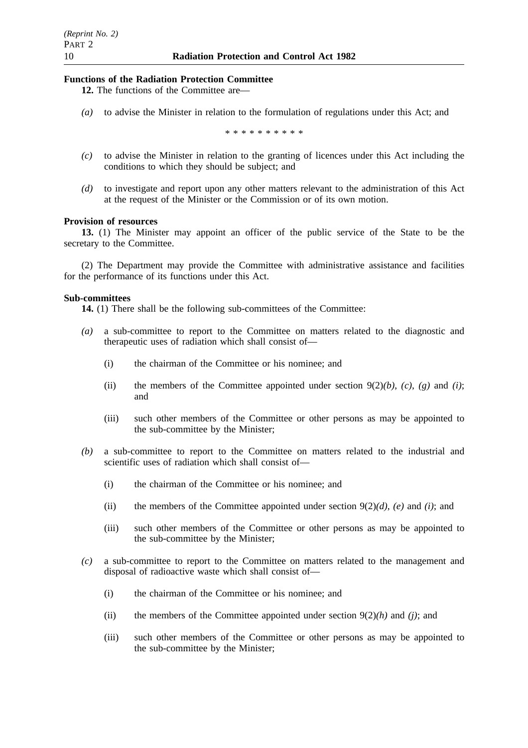**Functions of the Radiation Protection Committee**

**12.** The functions of the Committee are—

*(a)* to advise the Minister in relation to the formulation of regulations under this Act; and

\* \* \* \* \* \* \* \* \* \*

*(c)* to advise the Minister in relation to the granting of licences under this Act including the conditions to which they should be subject; and

*(d)* to investigate and report upon any other matters relevant to the administration of this Act at the request of the Minister or the Commission or of its own motion.

**Provision of resources**

**13.** (1) The Minister may appoint an officer of the public service of the State to be the secretary to the Committee.

(2) The Department may provide the Committee with administrative assistance and facilities for the performance of its functions under this Act.

**Sub-committees**

**14.** (1) There shall be the following sub-committees of the Committee:

*(a)* a sub-committee to report to the Committee on matters related to the diagnostic and therapeutic uses of radiation which shall consist of—

(i) the chairman of the Committee or his nominee; and

(ii) the members of the Committee appointed under section 9(2)*(b)*, *(c)*, *(g)* and *(i)*; and

(iii) such other members of the Committee or other persons as may be appointed to the sub-committee by the Minister;

*(b)* a sub-committee to report to the Committee on matters related to the industrial and scientific uses of radiation which shall consist of—

(i) the chairman of the Committee or his nominee; and

(ii) the members of the Committee appointed under section 9(2)*(d)*, *(e)* and *(i)*; and

(iii) such other members of the Committee or other persons as may be appointed to the sub-committee by the Minister;

*(c)* a sub-committee to report to the Committee on matters related to the management and disposal of radioactive waste which shall consist of—

(i) the chairman of the Committee or his nominee; and

(ii) the members of the Committee appointed under section 9(2)*(h)* and *(j)*; and

(iii) such other members of the Committee or other persons as may be appointed to the sub-committee by the Minister;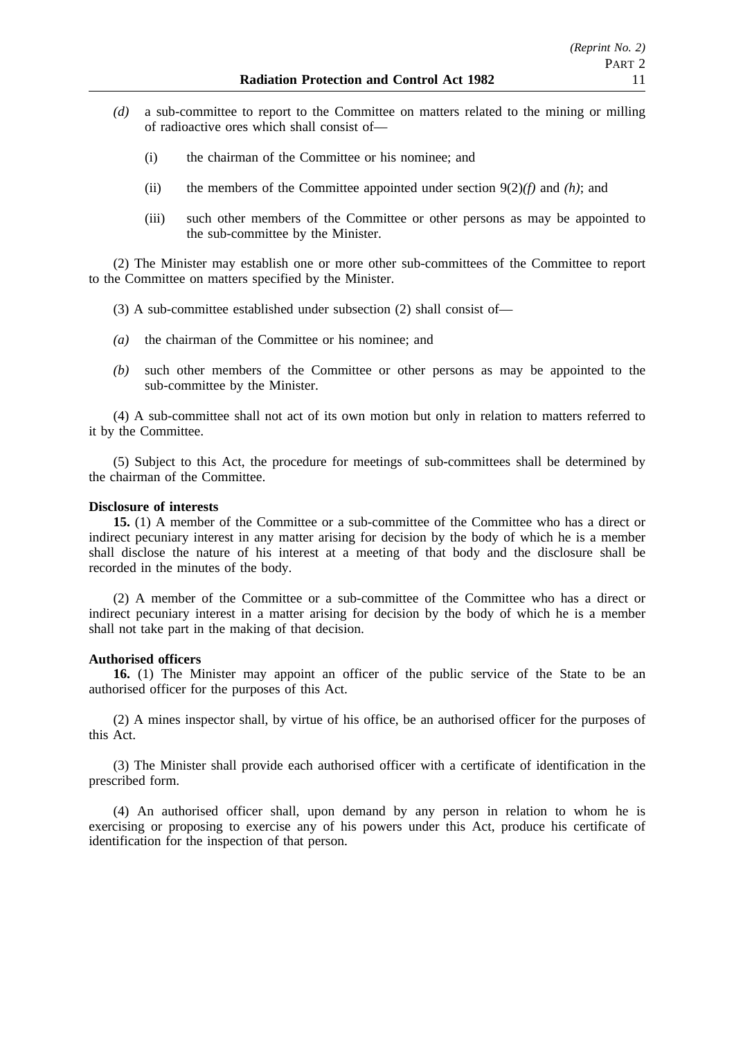*(d)* a sub-committee to report to the Committee on matters related to the mining or milling of radioactive ores which shall consist of—

(i) the chairman of the Committee or his nominee; and

(ii) the members of the Committee appointed under section 9(2)*(f)* and *(h)*; and

(iii) such other members of the Committee or other persons as may be appointed to the sub-committee by the Minister.

(2) The Minister may establish one or more other sub-committees of the Committee to report to the Committee on matters specified by the Minister.

(3) A sub-committee established under subsection (2) shall consist of—

*(a)* the chairman of the Committee or his nominee; and

*(b)* such other members of the Committee or other persons as may be appointed to the sub-committee by the Minister.

(4) A sub-committee shall not act of its own motion but only in relation to matters referred to it by the Committee.

(5) Subject to this Act, the procedure for meetings of sub-committees shall be determined by the chairman of the Committee.

**Disclosure of interests**

**15.** (1) A member of the Committee or a sub-committee of the Committee who has a direct or indirect pecuniary interest in any matter arising for decision by the body of which he is a member shall disclose the nature of his interest at a meeting of that body and the disclosure shall be recorded in the minutes of the body.

(2) A member of the Committee or a sub-committee of the Committee who has a direct or indirect pecuniary interest in a matter arising for decision by the body of which he is a member shall not take part in the making of that decision.

**Authorised officers**

**16.** (1) The Minister may appoint an officer of the public service of the State to be an authorised officer for the purposes of this Act.

(2) A mines inspector shall, by virtue of his office, be an authorised officer for the purposes of this Act.

(3) The Minister shall provide each authorised officer with a certificate of identification in the prescribed form.

(4) An authorised officer shall, upon demand by any person in relation to whom he is exercising or proposing to exercise any of his powers under this Act, produce his certificate of identification for the inspection of that person.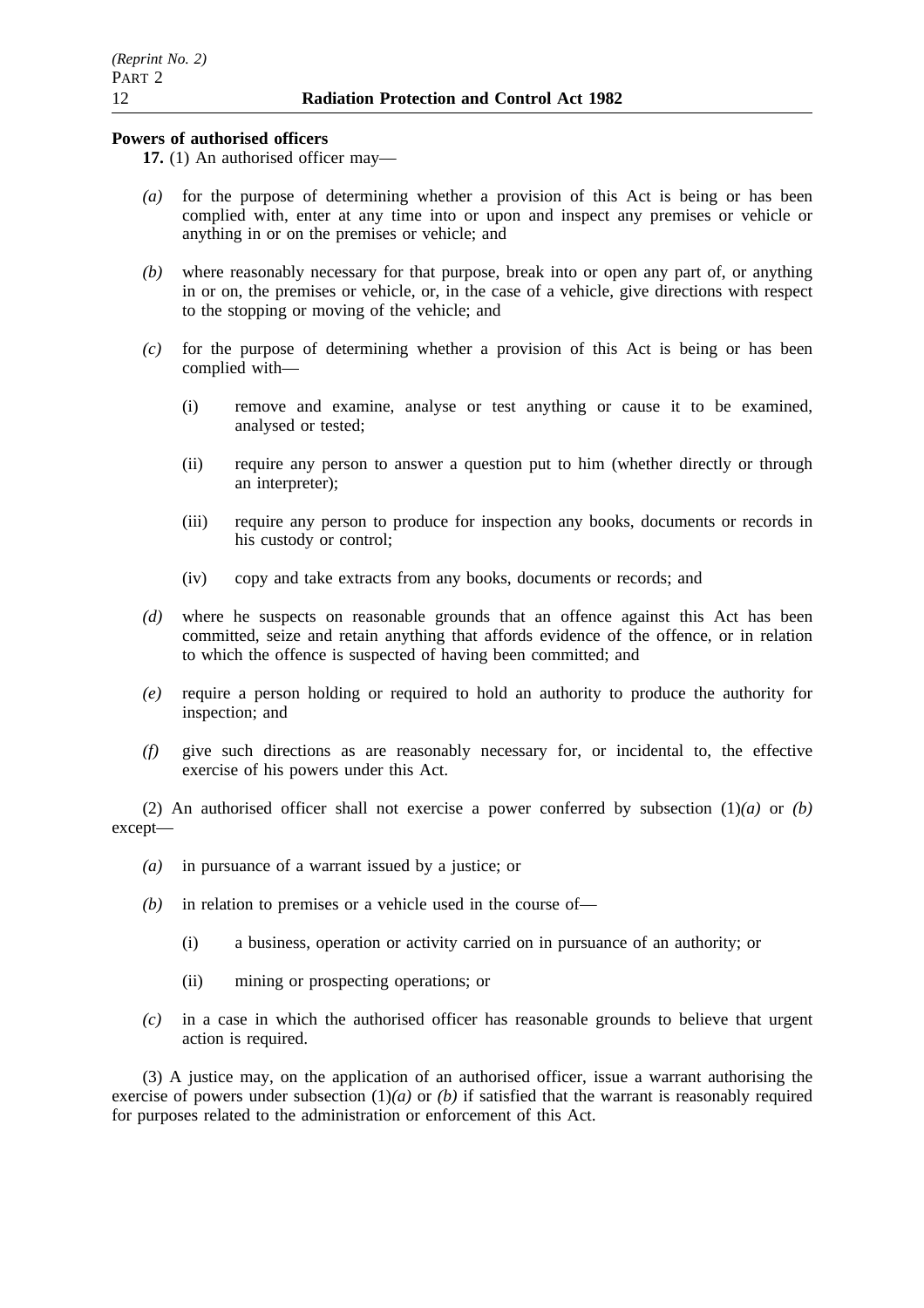**Powers of authorised officers**

**17.** (1) An authorised officer may—

*(a)* for the purpose of determining whether a provision of this Act is being or has been complied with, enter at any time into or upon and inspect any premises or vehicle or anything in or on the premises or vehicle; and

*(b)* where reasonably necessary for that purpose, break into or open any part of, or anything in or on, the premises or vehicle, or, in the case of a vehicle, give directions with respect to the stopping or moving of the vehicle; and

*(c)* for the purpose of determining whether a provision of this Act is being or has been complied with—

(i) remove and examine, analyse or test anything or cause it to be examined, analysed or tested;

(ii) require any person to answer a question put to him (whether directly or through an interpreter);

(iii) require any person to produce for inspection any books, documents or records in his custody or control;

(iv) copy and take extracts from any books, documents or records; and

*(d)* where he suspects on reasonable grounds that an offence against this Act has been committed, seize and retain anything that affords evidence of the offence, or in relation to which the offence is suspected of having been committed; and

*(e)* require a person holding or required to hold an authority to produce the authority for inspection; and

*(f)* give such directions as are reasonably necessary for, or incidental to, the effective exercise of his powers under this Act.

(2) An authorised officer shall not exercise a power conferred by subsection (1)*(a)* or *(b)* except—

*(a)* in pursuance of a warrant issued by a justice; or

*(b)* in relation to premises or a vehicle used in the course of—

(i) a business, operation or activity carried on in pursuance of an authority; or

(ii) mining or prospecting operations; or

*(c)* in a case in which the authorised officer has reasonable grounds to believe that urgent action is required.

(3) A justice may, on the application of an authorised officer, issue a warrant authorising the exercise of powers under subsection (1)*(a)* or *(b)* if satisfied that the warrant is reasonably required for purposes related to the administration or enforcement of this Act.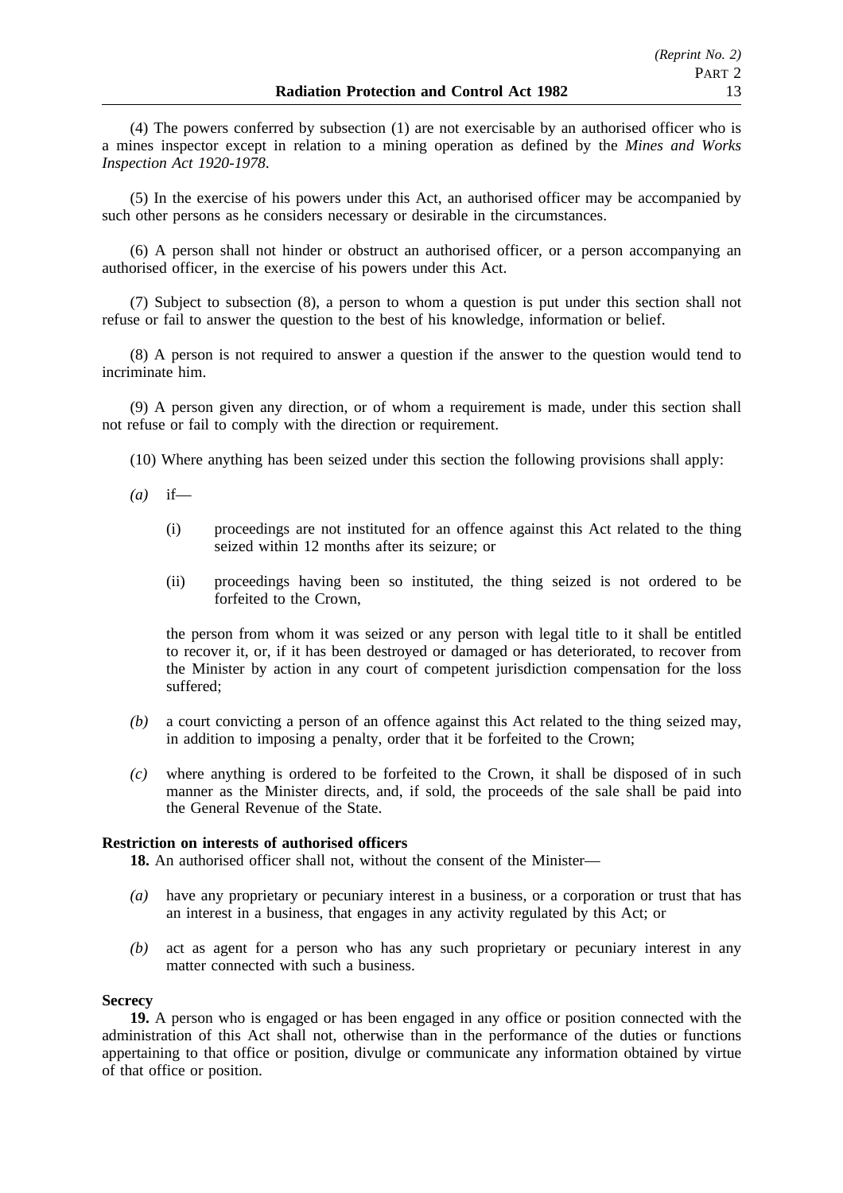(4) The powers conferred by subsection (1) are not exercisable by an authorised officer who is a mines inspector except in relation to a mining operation as defined by the *Mines and Works Inspection Act 1920-1978*.

(5) In the exercise of his powers under this Act, an authorised officer may be accompanied by such other persons as he considers necessary or desirable in the circumstances.

(6) A person shall not hinder or obstruct an authorised officer, or a person accompanying an authorised officer, in the exercise of his powers under this Act.

(7) Subject to subsection (8), a person to whom a question is put under this section shall not refuse or fail to answer the question to the best of his knowledge, information or belief.

(8) A person is not required to answer a question if the answer to the question would tend to incriminate him.

(9) A person given any direction, or of whom a requirement is made, under this section shall not refuse or fail to comply with the direction or requirement.

(10) Where anything has been seized under this section the following provisions shall apply:

*(a)* if—

(i) proceedings are not instituted for an offence against this Act related to the thing seized within 12 months after its seizure; or

(ii) proceedings having been so instituted, the thing seized is not ordered to be forfeited to the Crown,

the person from whom it was seized or any person with legal title to it shall be entitled to recover it, or, if it has been destroyed or damaged or has deteriorated, to recover from the Minister by action in any court of competent jurisdiction compensation for the loss suffered;

*(b)* a court convicting a person of an offence against this Act related to the thing seized may, in addition to imposing a penalty, order that it be forfeited to the Crown;

*(c)* where anything is ordered to be forfeited to the Crown, it shall be disposed of in such manner as the Minister directs, and, if sold, the proceeds of the sale shall be paid into the General Revenue of the State.

**Restriction on interests of authorised officers**

**18.** An authorised officer shall not, without the consent of the Minister—

*(a)* have any proprietary or pecuniary interest in a business, or a corporation or trust that has an interest in a business, that engages in any activity regulated by this Act; or

*(b)* act as agent for a person who has any such proprietary or pecuniary interest in any matter connected with such a business.

**Secrecy**

**19.** A person who is engaged or has been engaged in any office or position connected with the administration of this Act shall not, otherwise than in the performance of the duties or functions appertaining to that office or position, divulge or communicate any information obtained by virtue of that office or position.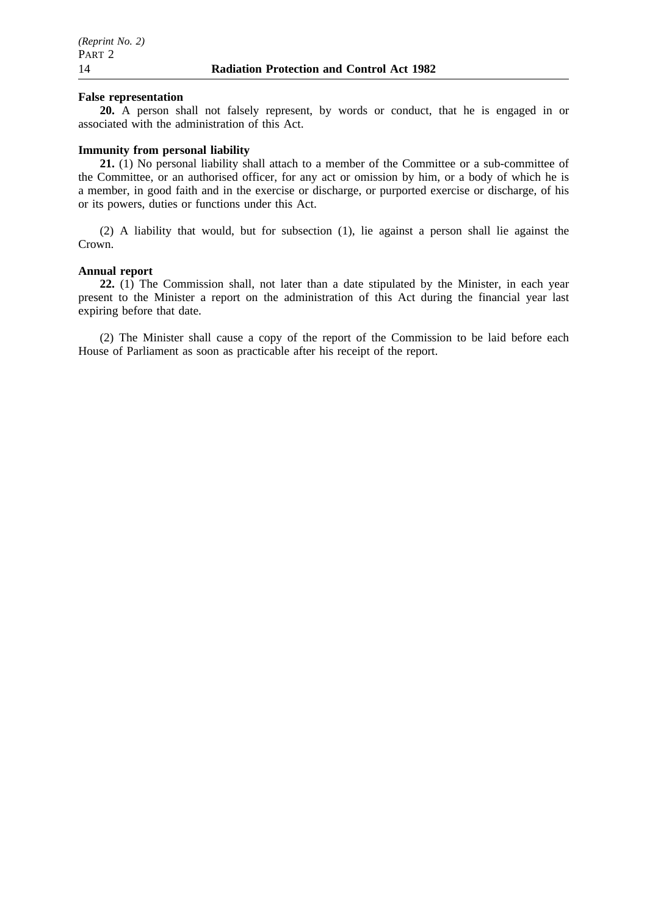**False representation**

**20.** A person shall not falsely represent, by words or conduct, that he is engaged in or associated with the administration of this Act.

**Immunity from personal liability**

**21.** (1) No personal liability shall attach to a member of the Committee or a sub-committee of the Committee, or an authorised officer, for any act or omission by him, or a body of which he is a member, in good faith and in the exercise or discharge, or purported exercise or discharge, of his or its powers, duties or functions under this Act.

(2) A liability that would, but for subsection (1), lie against a person shall lie against the Crown.

**Annual report**

**22.** (1) The Commission shall, not later than a date stipulated by the Minister, in each year present to the Minister a report on the administration of this Act during the financial year last expiring before that date.

(2) The Minister shall cause a copy of the report of the Commission to be laid before each House of Parliament as soon as practicable after his receipt of the report.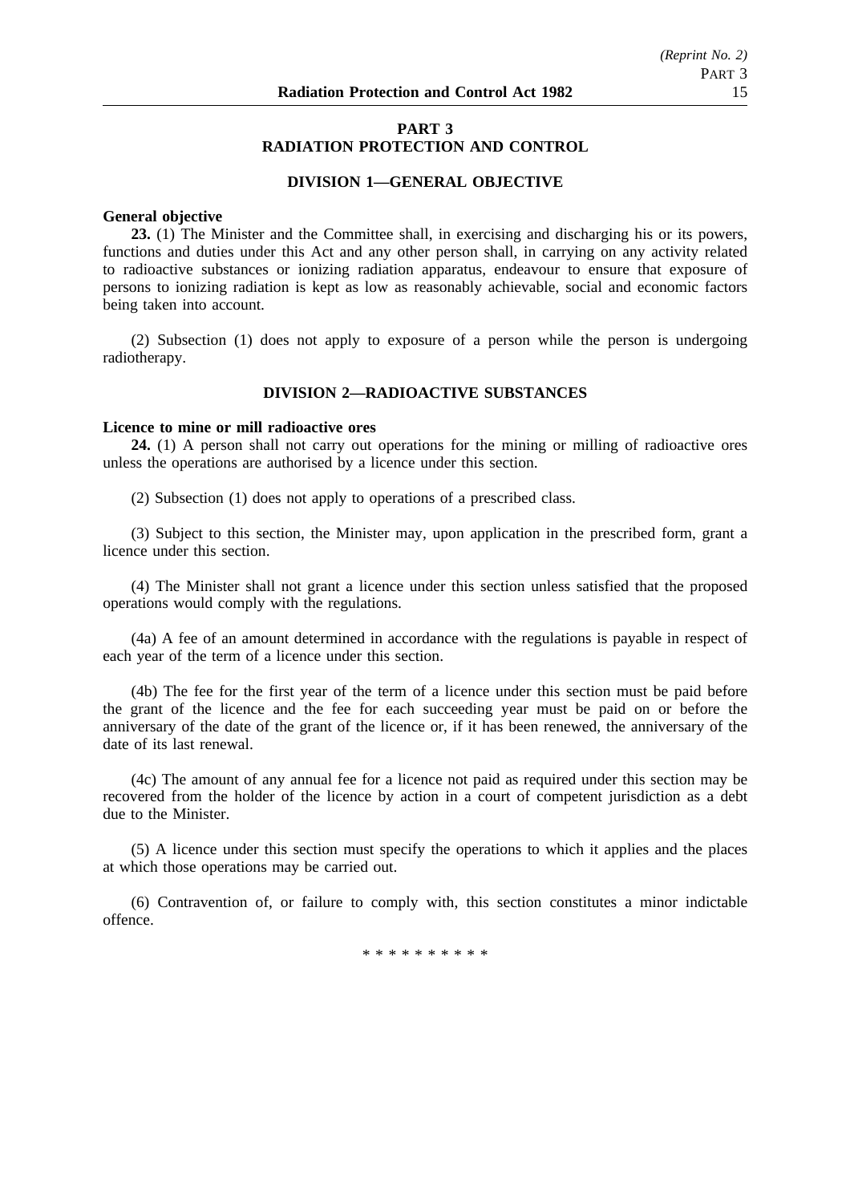# PART 3
# RADIATION PROTECTION AND CONTROL

## DIVISION 1—GENERAL OBJECTIVE

**General objective**

**23.** (1) The Minister and the Committee shall, in exercising and discharging his or its powers, functions and duties under this Act and any other person shall, in carrying on any activity related to radioactive substances or ionizing radiation apparatus, endeavour to ensure that exposure of persons to ionizing radiation is kept as low as reasonably achievable, social and economic factors being taken into account.

(2) Subsection (1) does not apply to exposure of a person while the person is undergoing radiotherapy.

## DIVISION 2—RADIOACTIVE SUBSTANCES

**Licence to mine or mill radioactive ores**

**24.** (1) A person shall not carry out operations for the mining or milling of radioactive ores unless the operations are authorised by a licence under this section.

(2) Subsection (1) does not apply to operations of a prescribed class.

(3) Subject to this section, the Minister may, upon application in the prescribed form, grant a licence under this section.

(4) The Minister shall not grant a licence under this section unless satisfied that the proposed operations would comply with the regulations.

(4a) A fee of an amount determined in accordance with the regulations is payable in respect of each year of the term of a licence under this section.

(4b) The fee for the first year of the term of a licence under this section must be paid before the grant of the licence and the fee for each succeeding year must be paid on or before the anniversary of the date of the grant of the licence or, if it has been renewed, the anniversary of the date of its last renewal.

(4c) The amount of any annual fee for a licence not paid as required under this section may be recovered from the holder of the licence by action in a court of competent jurisdiction as a debt due to the Minister.

(5) A licence under this section must specify the operations to which it applies and the places at which those operations may be carried out.

(6) Contravention of, or failure to comply with, this section constitutes a minor indictable offence.

\* \* \* \* \* \* \* \* \* \*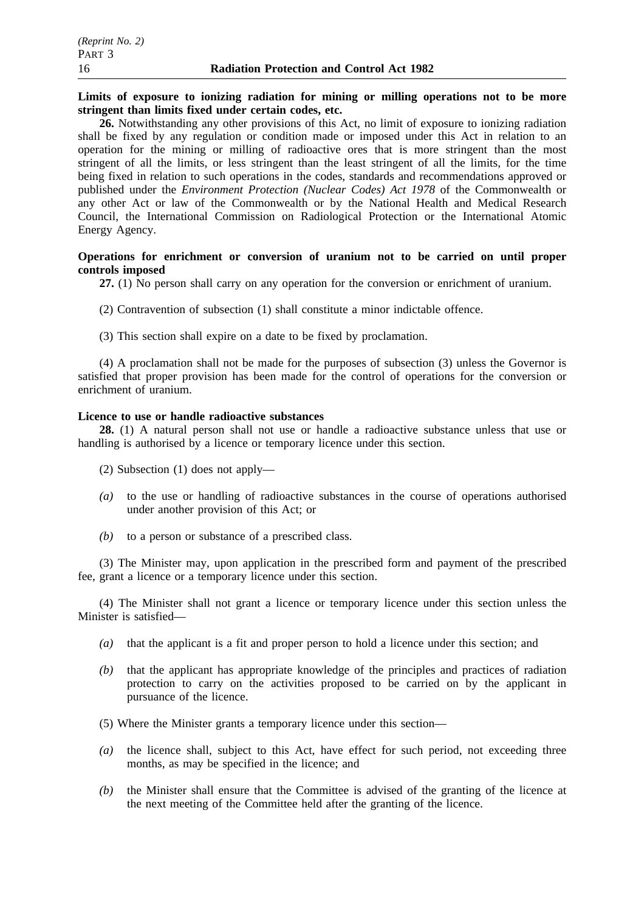**Limits of exposure to ionizing radiation for mining or milling operations not to be more stringent than limits fixed under certain codes, etc.**

**26.** Notwithstanding any other provisions of this Act, no limit of exposure to ionizing radiation shall be fixed by any regulation or condition made or imposed under this Act in relation to an operation for the mining or milling of radioactive ores that is more stringent than the most stringent of all the limits, or less stringent than the least stringent of all the limits, for the time being fixed in relation to such operations in the codes, standards and recommendations approved or published under the *Environment Protection (Nuclear Codes) Act 1978* of the Commonwealth or any other Act or law of the Commonwealth or by the National Health and Medical Research Council, the International Commission on Radiological Protection or the International Atomic Energy Agency.

**Operations for enrichment or conversion of uranium not to be carried on until proper controls imposed**

**27.** (1) No person shall carry on any operation for the conversion or enrichment of uranium.

(2) Contravention of subsection (1) shall constitute a minor indictable offence.

(3) This section shall expire on a date to be fixed by proclamation.

(4) A proclamation shall not be made for the purposes of subsection (3) unless the Governor is satisfied that proper provision has been made for the control of operations for the conversion or enrichment of uranium.

**Licence to use or handle radioactive substances**

**28.** (1) A natural person shall not use or handle a radioactive substance unless that use or handling is authorised by a licence or temporary licence under this section.

(2) Subsection (1) does not apply—

*(a)* to the use or handling of radioactive substances in the course of operations authorised under another provision of this Act; or

*(b)* to a person or substance of a prescribed class.

(3) The Minister may, upon application in the prescribed form and payment of the prescribed fee, grant a licence or a temporary licence under this section.

(4) The Minister shall not grant a licence or temporary licence under this section unless the Minister is satisfied—

*(a)* that the applicant is a fit and proper person to hold a licence under this section; and

*(b)* that the applicant has appropriate knowledge of the principles and practices of radiation protection to carry on the activities proposed to be carried on by the applicant in pursuance of the licence.

(5) Where the Minister grants a temporary licence under this section—

*(a)* the licence shall, subject to this Act, have effect for such period, not exceeding three months, as may be specified in the licence; and

*(b)* the Minister shall ensure that the Committee is advised of the granting of the licence at the next meeting of the Committee held after the granting of the licence.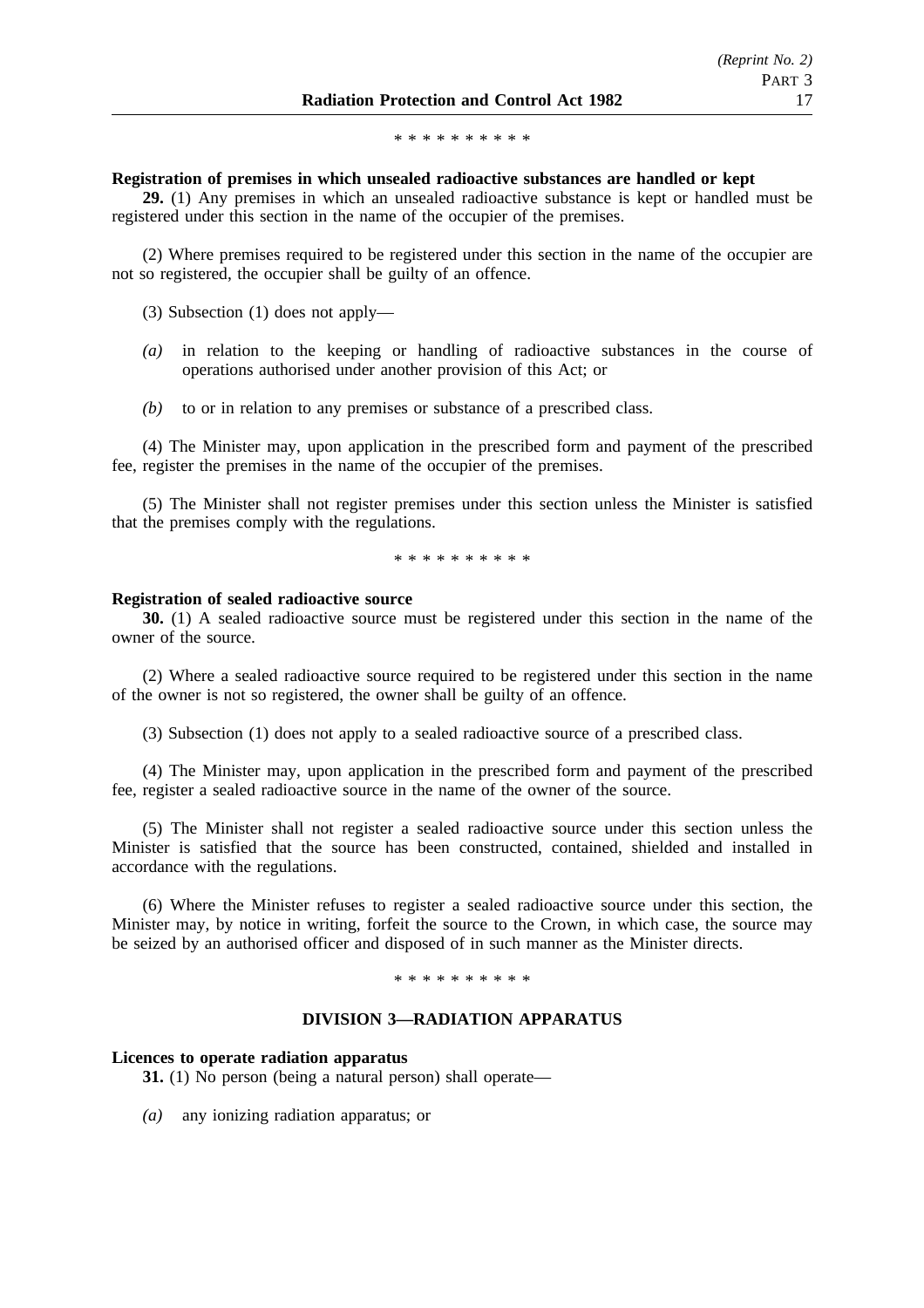\* \* \* \* \* \* \* \* \* \*

**Registration of premises in which unsealed radioactive substances are handled or kept**

**29.** (1) Any premises in which an unsealed radioactive substance is kept or handled must be registered under this section in the name of the occupier of the premises.

(2) Where premises required to be registered under this section in the name of the occupier are not so registered, the occupier shall be guilty of an offence.

(3) Subsection (1) does not apply—

*(a)* in relation to the keeping or handling of radioactive substances in the course of operations authorised under another provision of this Act; or

*(b)* to or in relation to any premises or substance of a prescribed class.

(4) The Minister may, upon application in the prescribed form and payment of the prescribed fee, register the premises in the name of the occupier of the premises.

(5) The Minister shall not register premises under this section unless the Minister is satisfied that the premises comply with the regulations.

\* \* \* \* \* \* \* \* \* \*

**Registration of sealed radioactive source**

**30.** (1) A sealed radioactive source must be registered under this section in the name of the owner of the source.

(2) Where a sealed radioactive source required to be registered under this section in the name of the owner is not so registered, the owner shall be guilty of an offence.

(3) Subsection (1) does not apply to a sealed radioactive source of a prescribed class.

(4) The Minister may, upon application in the prescribed form and payment of the prescribed fee, register a sealed radioactive source in the name of the owner of the source.

(5) The Minister shall not register a sealed radioactive source under this section unless the Minister is satisfied that the source has been constructed, contained, shielded and installed in accordance with the regulations.

(6) Where the Minister refuses to register a sealed radioactive source under this section, the Minister may, by notice in writing, forfeit the source to the Crown, in which case, the source may be seized by an authorised officer and disposed of in such manner as the Minister directs.

\* \* \* \* \* \* \* \* \* \*

## DIVISION 3—RADIATION APPARATUS

**Licences to operate radiation apparatus**

**31.** (1) No person (being a natural person) shall operate—

*(a)* any ionizing radiation apparatus; or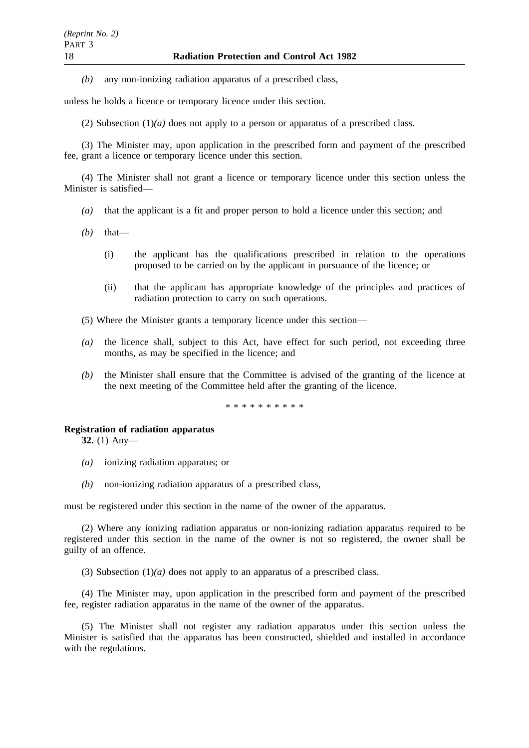*(b)* any non-ionizing radiation apparatus of a prescribed class,

unless he holds a licence or temporary licence under this section.

(2) Subsection (1)*(a)* does not apply to a person or apparatus of a prescribed class.

(3) The Minister may, upon application in the prescribed form and payment of the prescribed fee, grant a licence or temporary licence under this section.

(4) The Minister shall not grant a licence or temporary licence under this section unless the Minister is satisfied—

*(a)* that the applicant is a fit and proper person to hold a licence under this section; and

*(b)* that—

(i) the applicant has the qualifications prescribed in relation to the operations proposed to be carried on by the applicant in pursuance of the licence; or

(ii) that the applicant has appropriate knowledge of the principles and practices of radiation protection to carry on such operations.

(5) Where the Minister grants a temporary licence under this section—

*(a)* the licence shall, subject to this Act, have effect for such period, not exceeding three months, as may be specified in the licence; and

*(b)* the Minister shall ensure that the Committee is advised of the granting of the licence at the next meeting of the Committee held after the granting of the licence.

* * * * * * * * * *

**Registration of radiation apparatus**

**32.** (1) Any—

*(a)* ionizing radiation apparatus; or

*(b)* non-ionizing radiation apparatus of a prescribed class,

must be registered under this section in the name of the owner of the apparatus.

(2) Where any ionizing radiation apparatus or non-ionizing radiation apparatus required to be registered under this section in the name of the owner is not so registered, the owner shall be guilty of an offence.

(3) Subsection (1)*(a)* does not apply to an apparatus of a prescribed class.

(4) The Minister may, upon application in the prescribed form and payment of the prescribed fee, register radiation apparatus in the name of the owner of the apparatus.

(5) The Minister shall not register any radiation apparatus under this section unless the Minister is satisfied that the apparatus has been constructed, shielded and installed in accordance with the regulations.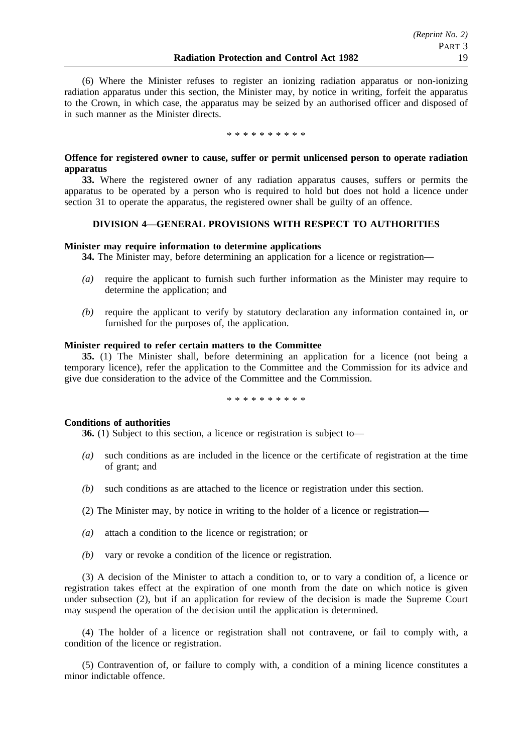(6) Where the Minister refuses to register an ionizing radiation apparatus or non-ionizing radiation apparatus under this section, the Minister may, by notice in writing, forfeit the apparatus to the Crown, in which case, the apparatus may be seized by an authorised officer and disposed of in such manner as the Minister directs.

\* \* \* \* \* \* \* \* \* \*

**Offence for registered owner to cause, suffer or permit unlicensed person to operate radiation apparatus**

**33.** Where the registered owner of any radiation apparatus causes, suffers or permits the apparatus to be operated by a person who is required to hold but does not hold a licence under section 31 to operate the apparatus, the registered owner shall be guilty of an offence.

## DIVISION 4—GENERAL PROVISIONS WITH RESPECT TO AUTHORITIES

**Minister may require information to determine applications**

**34.** The Minister may, before determining an application for a licence or registration—

*(a)* require the applicant to furnish such further information as the Minister may require to determine the application; and

*(b)* require the applicant to verify by statutory declaration any information contained in, or furnished for the purposes of, the application.

**Minister required to refer certain matters to the Committee**

**35.** (1) The Minister shall, before determining an application for a licence (not being a temporary licence), refer the application to the Committee and the Commission for its advice and give due consideration to the advice of the Committee and the Commission.

\* \* \* \* \* \* \* \* \* \*

**Conditions of authorities**

**36.** (1) Subject to this section, a licence or registration is subject to—

*(a)* such conditions as are included in the licence or the certificate of registration at the time of grant; and

*(b)* such conditions as are attached to the licence or registration under this section.

(2) The Minister may, by notice in writing to the holder of a licence or registration—

*(a)* attach a condition to the licence or registration; or

*(b)* vary or revoke a condition of the licence or registration.

(3) A decision of the Minister to attach a condition to, or to vary a condition of, a licence or registration takes effect at the expiration of one month from the date on which notice is given under subsection (2), but if an application for review of the decision is made the Supreme Court may suspend the operation of the decision until the application is determined.

(4) The holder of a licence or registration shall not contravene, or fail to comply with, a condition of the licence or registration.

(5) Contravention of, or failure to comply with, a condition of a mining licence constitutes a minor indictable offence.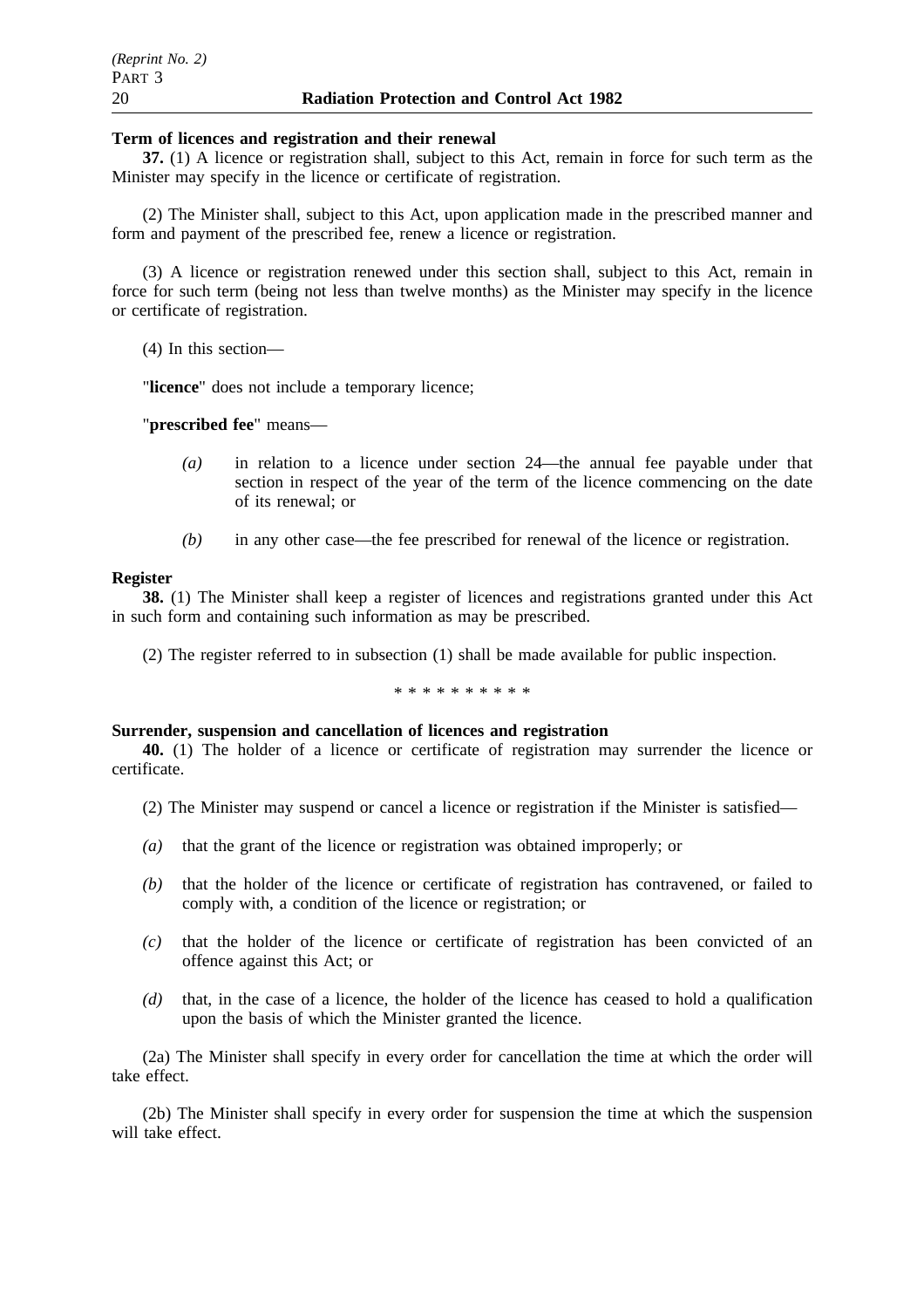**Term of licences and registration and their renewal**

**37.** (1) A licence or registration shall, subject to this Act, remain in force for such term as the Minister may specify in the licence or certificate of registration.

(2) The Minister shall, subject to this Act, upon application made in the prescribed manner and form and payment of the prescribed fee, renew a licence or registration.

(3) A licence or registration renewed under this section shall, subject to this Act, remain in force for such term (being not less than twelve months) as the Minister may specify in the licence or certificate of registration.

(4) In this section—

"**licence**" does not include a temporary licence;

"**prescribed fee**" means—

*(a)* in relation to a licence under section 24—the annual fee payable under that section in respect of the year of the term of the licence commencing on the date of its renewal; or

*(b)* in any other case—the fee prescribed for renewal of the licence or registration.

**Register**

**38.** (1) The Minister shall keep a register of licences and registrations granted under this Act in such form and containing such information as may be prescribed.

(2) The register referred to in subsection (1) shall be made available for public inspection.

\* \* \* \* \* \* \* \* \* \*

**Surrender, suspension and cancellation of licences and registration**

**40.** (1) The holder of a licence or certificate of registration may surrender the licence or certificate.

(2) The Minister may suspend or cancel a licence or registration if the Minister is satisfied—

*(a)* that the grant of the licence or registration was obtained improperly; or

*(b)* that the holder of the licence or certificate of registration has contravened, or failed to comply with, a condition of the licence or registration; or

*(c)* that the holder of the licence or certificate of registration has been convicted of an offence against this Act; or

*(d)* that, in the case of a licence, the holder of the licence has ceased to hold a qualification upon the basis of which the Minister granted the licence.

(2a) The Minister shall specify in every order for cancellation the time at which the order will take effect.

(2b) The Minister shall specify in every order for suspension the time at which the suspension will take effect.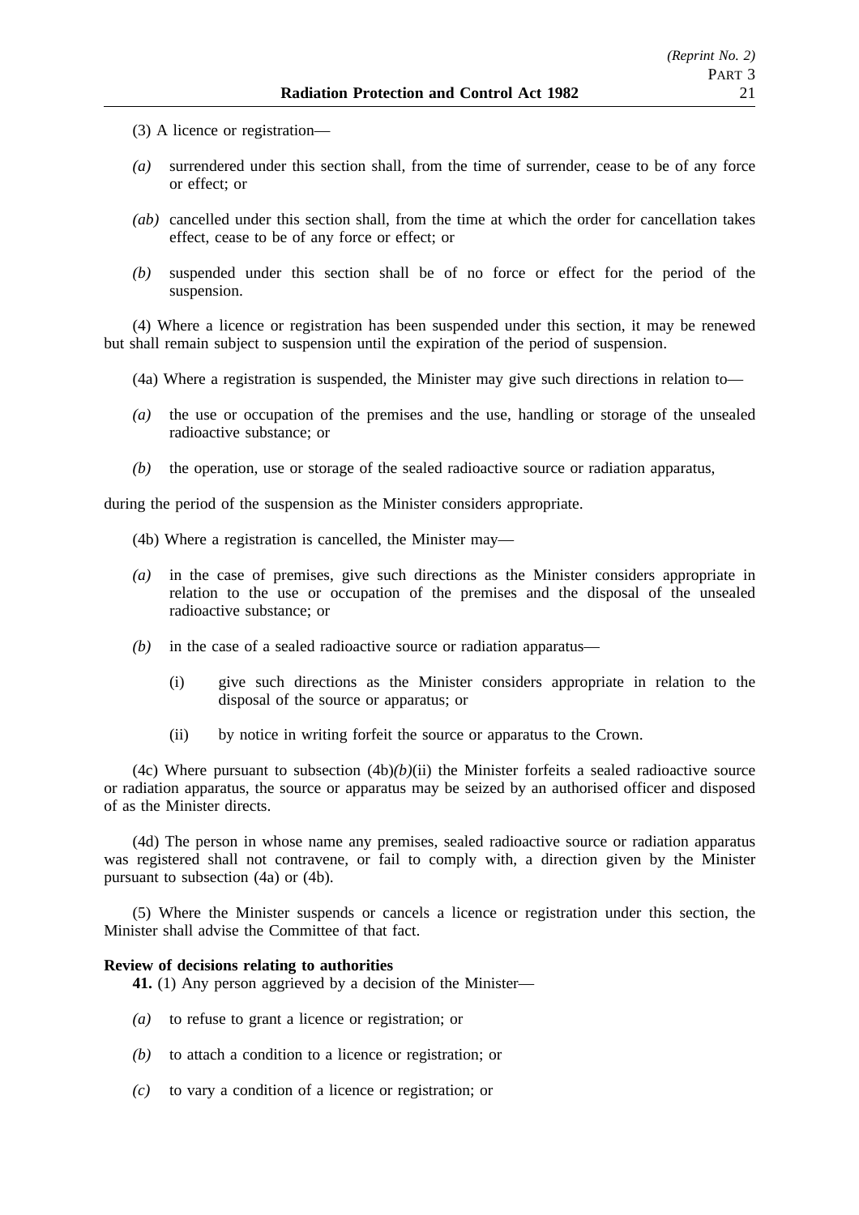(3) A licence or registration—

*(a)* surrendered under this section shall, from the time of surrender, cease to be of any force or effect; or

*(ab)* cancelled under this section shall, from the time at which the order for cancellation takes effect, cease to be of any force or effect; or

*(b)* suspended under this section shall be of no force or effect for the period of the suspension.

(4) Where a licence or registration has been suspended under this section, it may be renewed but shall remain subject to suspension until the expiration of the period of suspension.

(4a) Where a registration is suspended, the Minister may give such directions in relation to—

*(a)* the use or occupation of the premises and the use, handling or storage of the unsealed radioactive substance; or

*(b)* the operation, use or storage of the sealed radioactive source or radiation apparatus,

during the period of the suspension as the Minister considers appropriate.

(4b) Where a registration is cancelled, the Minister may—

*(a)* in the case of premises, give such directions as the Minister considers appropriate in relation to the use or occupation of the premises and the disposal of the unsealed radioactive substance; or

*(b)* in the case of a sealed radioactive source or radiation apparatus—

   (i) give such directions as the Minister considers appropriate in relation to the disposal of the source or apparatus; or

   (ii) by notice in writing forfeit the source or apparatus to the Crown.

(4c) Where pursuant to subsection (4b)*(b)*(ii) the Minister forfeits a sealed radioactive source or radiation apparatus, the source or apparatus may be seized by an authorised officer and disposed of as the Minister directs.

(4d) The person in whose name any premises, sealed radioactive source or radiation apparatus was registered shall not contravene, or fail to comply with, a direction given by the Minister pursuant to subsection (4a) or (4b).

(5) Where the Minister suspends or cancels a licence or registration under this section, the Minister shall advise the Committee of that fact.

**Review of decisions relating to authorities**

**41.** (1) Any person aggrieved by a decision of the Minister—

*(a)* to refuse to grant a licence or registration; or

*(b)* to attach a condition to a licence or registration; or

*(c)* to vary a condition of a licence or registration; or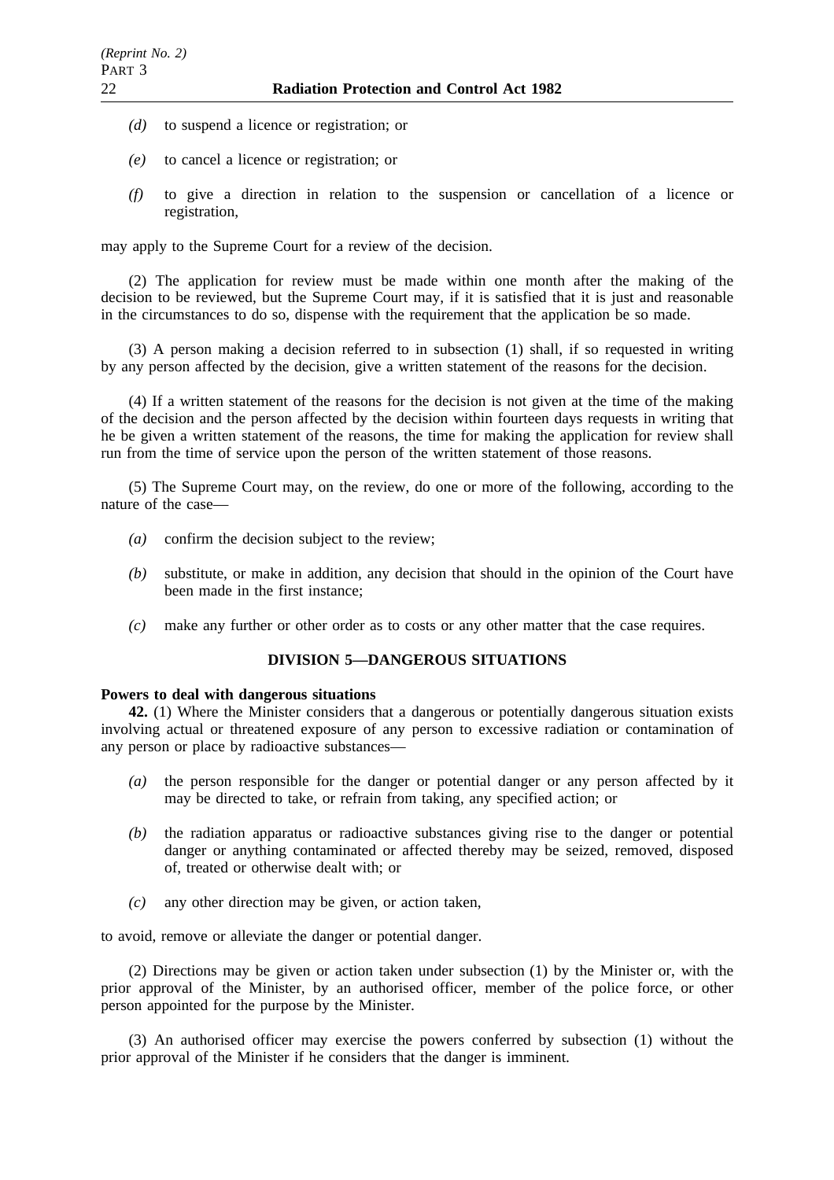- *(d)* to suspend a licence or registration; or
- *(e)* to cancel a licence or registration; or
- *(f)* to give a direction in relation to the suspension or cancellation of a licence or registration,

may apply to the Supreme Court for a review of the decision.

(2) The application for review must be made within one month after the making of the decision to be reviewed, but the Supreme Court may, if it is satisfied that it is just and reasonable in the circumstances to do so, dispense with the requirement that the application be so made.

(3) A person making a decision referred to in subsection (1) shall, if so requested in writing by any person affected by the decision, give a written statement of the reasons for the decision.

(4) If a written statement of the reasons for the decision is not given at the time of the making of the decision and the person affected by the decision within fourteen days requests in writing that he be given a written statement of the reasons, the time for making the application for review shall run from the time of service upon the person of the written statement of those reasons.

(5) The Supreme Court may, on the review, do one or more of the following, according to the nature of the case—

- *(a)* confirm the decision subject to the review;
- *(b)* substitute, or make in addition, any decision that should in the opinion of the Court have been made in the first instance;
- *(c)* make any further or other order as to costs or any other matter that the case requires.

## DIVISION 5—DANGEROUS SITUATIONS

**Powers to deal with dangerous situations**

**42.** (1) Where the Minister considers that a dangerous or potentially dangerous situation exists involving actual or threatened exposure of any person to excessive radiation or contamination of any person or place by radioactive substances—

- *(a)* the person responsible for the danger or potential danger or any person affected by it may be directed to take, or refrain from taking, any specified action; or
- *(b)* the radiation apparatus or radioactive substances giving rise to the danger or potential danger or anything contaminated or affected thereby may be seized, removed, disposed of, treated or otherwise dealt with; or
- *(c)* any other direction may be given, or action taken,

to avoid, remove or alleviate the danger or potential danger.

(2) Directions may be given or action taken under subsection (1) by the Minister or, with the prior approval of the Minister, by an authorised officer, member of the police force, or other person appointed for the purpose by the Minister.

(3) An authorised officer may exercise the powers conferred by subsection (1) without the prior approval of the Minister if he considers that the danger is imminent.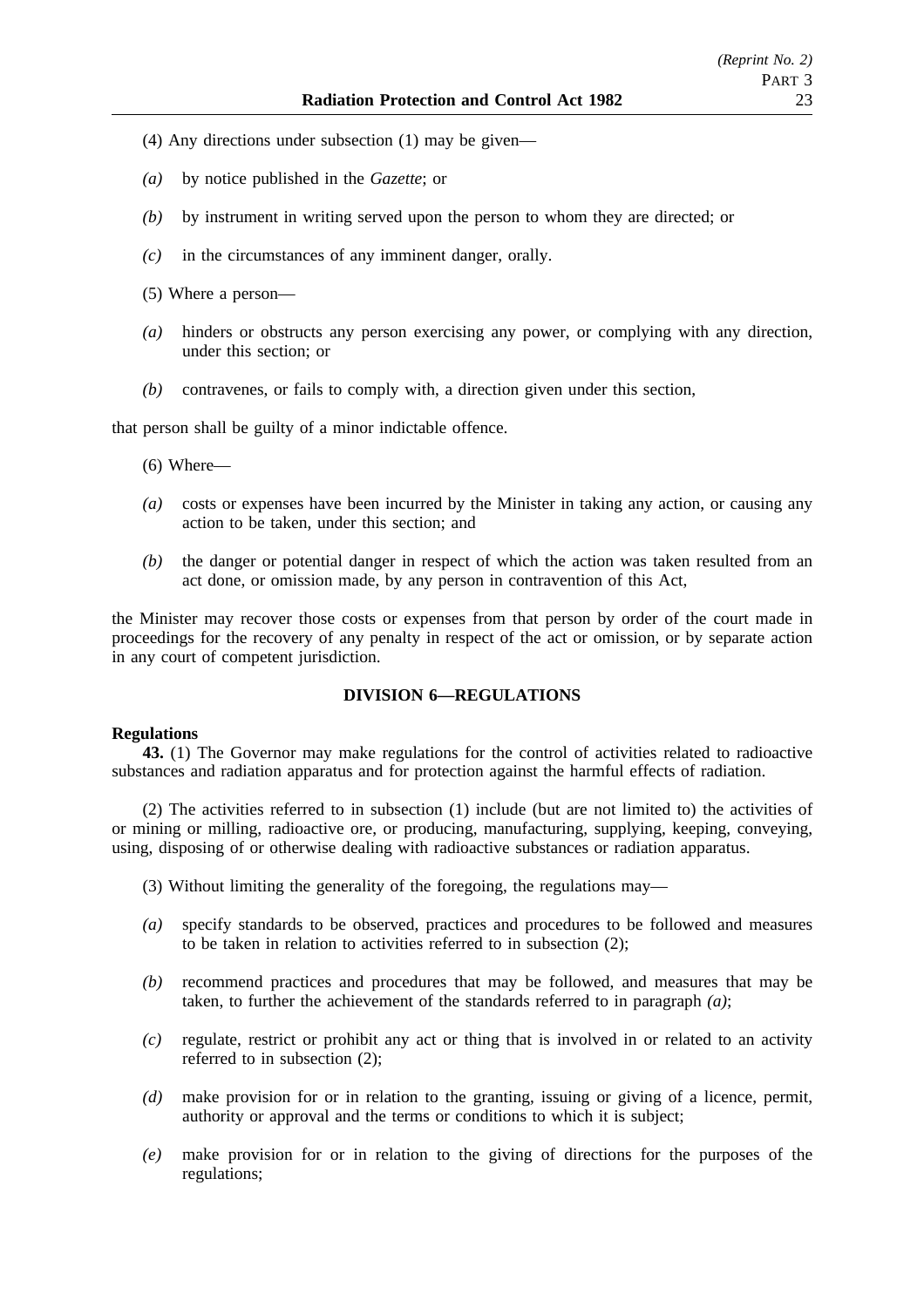(4) Any directions under subsection (1) may be given—

*(a)* by notice published in the *Gazette*; or

*(b)* by instrument in writing served upon the person to whom they are directed; or

*(c)* in the circumstances of any imminent danger, orally.

(5) Where a person—

*(a)* hinders or obstructs any person exercising any power, or complying with any direction, under this section; or

*(b)* contravenes, or fails to comply with, a direction given under this section,

that person shall be guilty of a minor indictable offence.

(6) Where—

*(a)* costs or expenses have been incurred by the Minister in taking any action, or causing any action to be taken, under this section; and

*(b)* the danger or potential danger in respect of which the action was taken resulted from an act done, or omission made, by any person in contravention of this Act,

the Minister may recover those costs or expenses from that person by order of the court made in proceedings for the recovery of any penalty in respect of the act or omission, or by separate action in any court of competent jurisdiction.

## DIVISION 6—REGULATIONS

**Regulations**

**43.** (1) The Governor may make regulations for the control of activities related to radioactive substances and radiation apparatus and for protection against the harmful effects of radiation.

(2) The activities referred to in subsection (1) include (but are not limited to) the activities of or mining or milling, radioactive ore, or producing, manufacturing, supplying, keeping, conveying, using, disposing of or otherwise dealing with radioactive substances or radiation apparatus.

(3) Without limiting the generality of the foregoing, the regulations may—

*(a)* specify standards to be observed, practices and procedures to be followed and measures to be taken in relation to activities referred to in subsection (2);

*(b)* recommend practices and procedures that may be followed, and measures that may be taken, to further the achievement of the standards referred to in paragraph *(a)*;

*(c)* regulate, restrict or prohibit any act or thing that is involved in or related to an activity referred to in subsection (2);

*(d)* make provision for or in relation to the granting, issuing or giving of a licence, permit, authority or approval and the terms or conditions to which it is subject;

*(e)* make provision for or in relation to the giving of directions for the purposes of the regulations;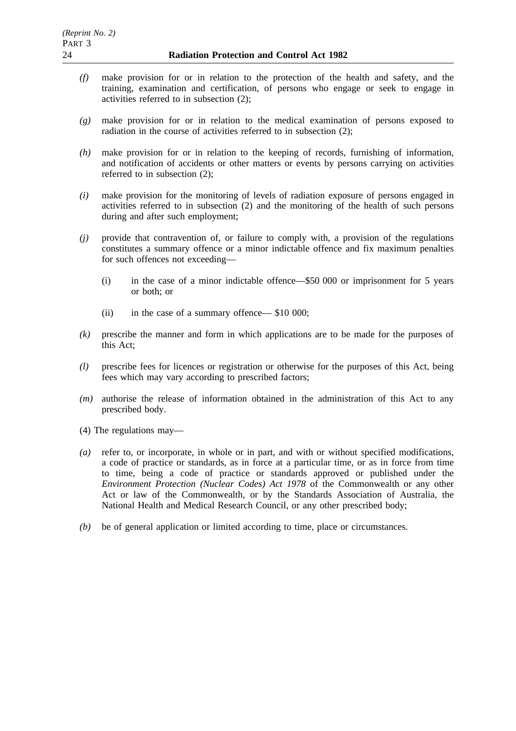*(f)* make provision for or in relation to the protection of the health and safety, and the training, examination and certification, of persons who engage or seek to engage in activities referred to in subsection (2);

*(g)* make provision for or in relation to the medical examination of persons exposed to radiation in the course of activities referred to in subsection (2);

*(h)* make provision for or in relation to the keeping of records, furnishing of information, and notification of accidents or other matters or events by persons carrying on activities referred to in subsection (2);

*(i)* make provision for the monitoring of levels of radiation exposure of persons engaged in activities referred to in subsection (2) and the monitoring of the health of such persons during and after such employment;

*(j)* provide that contravention of, or failure to comply with, a provision of the regulations constitutes a summary offence or a minor indictable offence and fix maximum penalties for such offences not exceeding—

(i) in the case of a minor indictable offence—$50 000 or imprisonment for 5 years or both; or

(ii) in the case of a summary offence— $10 000;

*(k)* prescribe the manner and form in which applications are to be made for the purposes of this Act;

*(l)* prescribe fees for licences or registration or otherwise for the purposes of this Act, being fees which may vary according to prescribed factors;

*(m)* authorise the release of information obtained in the administration of this Act to any prescribed body.

(4) The regulations may—

*(a)* refer to, or incorporate, in whole or in part, and with or without specified modifications, a code of practice or standards, as in force at a particular time, or as in force from time to time, being a code of practice or standards approved or published under the *Environment Protection (Nuclear Codes) Act 1978* of the Commonwealth or any other Act or law of the Commonwealth, or by the Standards Association of Australia, the National Health and Medical Research Council, or any other prescribed body;

*(b)* be of general application or limited according to time, place or circumstances.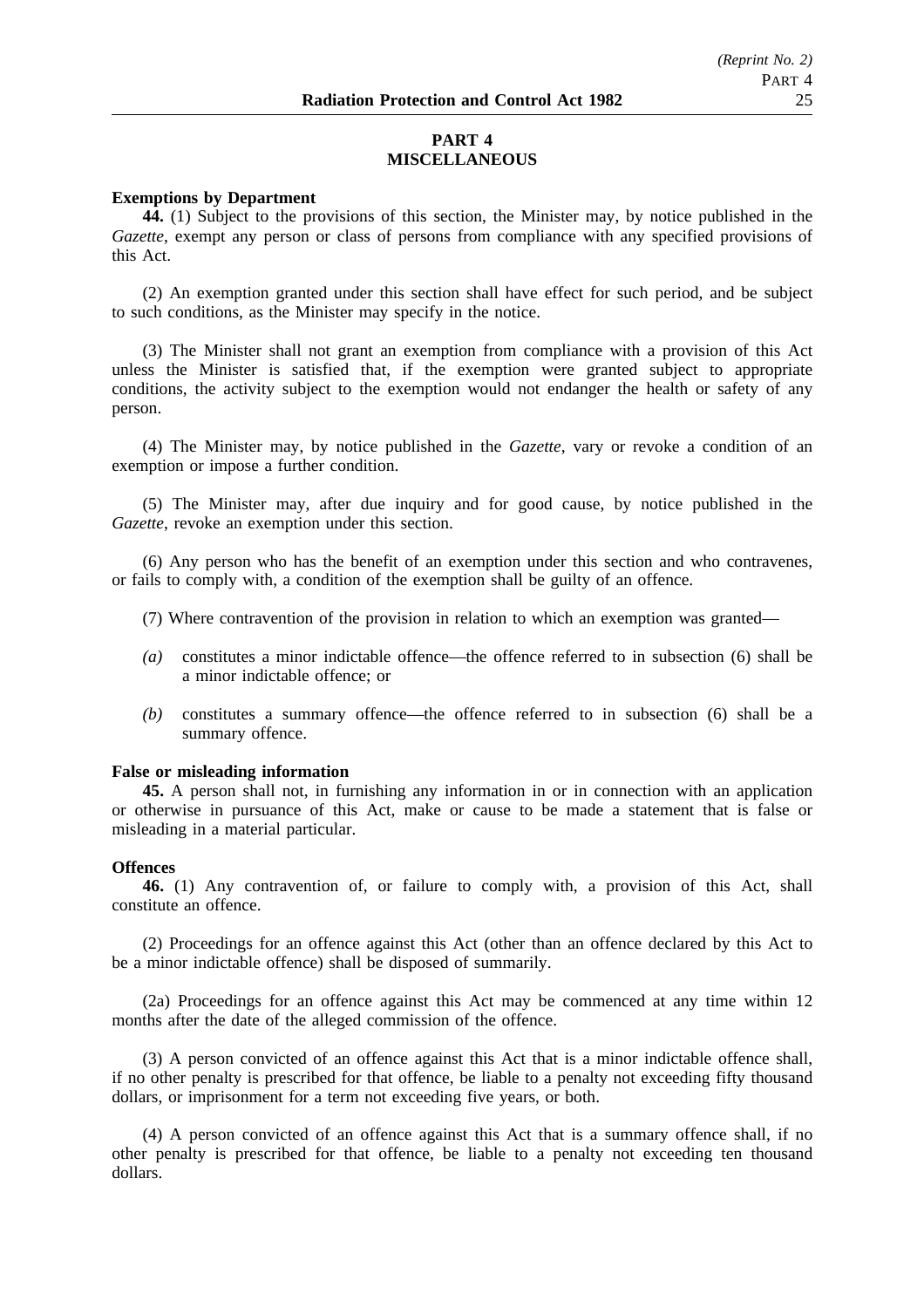## PART 4
## MISCELLANEOUS

**Exemptions by Department**

**44.** (1) Subject to the provisions of this section, the Minister may, by notice published in the *Gazette*, exempt any person or class of persons from compliance with any specified provisions of this Act.

(2) An exemption granted under this section shall have effect for such period, and be subject to such conditions, as the Minister may specify in the notice.

(3) The Minister shall not grant an exemption from compliance with a provision of this Act unless the Minister is satisfied that, if the exemption were granted subject to appropriate conditions, the activity subject to the exemption would not endanger the health or safety of any person.

(4) The Minister may, by notice published in the *Gazette*, vary or revoke a condition of an exemption or impose a further condition.

(5) The Minister may, after due inquiry and for good cause, by notice published in the *Gazette*, revoke an exemption under this section.

(6) Any person who has the benefit of an exemption under this section and who contravenes, or fails to comply with, a condition of the exemption shall be guilty of an offence.

(7) Where contravention of the provision in relation to which an exemption was granted—

*(a)* constitutes a minor indictable offence—the offence referred to in subsection (6) shall be a minor indictable offence; or

*(b)* constitutes a summary offence—the offence referred to in subsection (6) shall be a summary offence.

**False or misleading information**

**45.** A person shall not, in furnishing any information in or in connection with an application or otherwise in pursuance of this Act, make or cause to be made a statement that is false or misleading in a material particular.

**Offences**

**46.** (1) Any contravention of, or failure to comply with, a provision of this Act, shall constitute an offence.

(2) Proceedings for an offence against this Act (other than an offence declared by this Act to be a minor indictable offence) shall be disposed of summarily.

(2a) Proceedings for an offence against this Act may be commenced at any time within 12 months after the date of the alleged commission of the offence.

(3) A person convicted of an offence against this Act that is a minor indictable offence shall, if no other penalty is prescribed for that offence, be liable to a penalty not exceeding fifty thousand dollars, or imprisonment for a term not exceeding five years, or both.

(4) A person convicted of an offence against this Act that is a summary offence shall, if no other penalty is prescribed for that offence, be liable to a penalty not exceeding ten thousand dollars.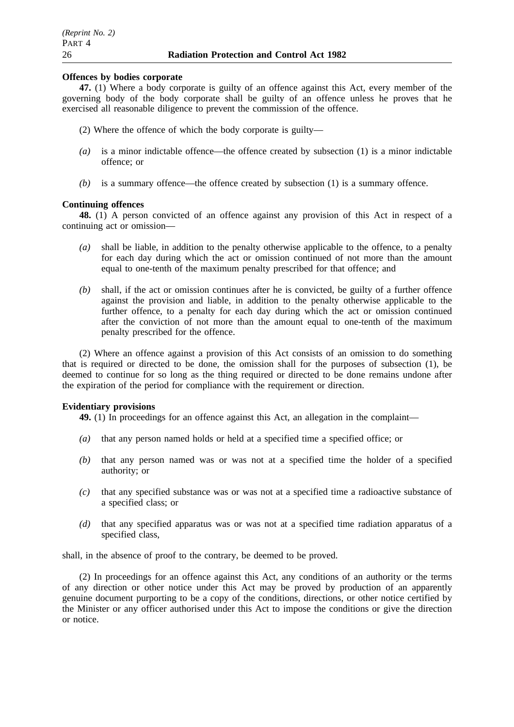**Offences by bodies corporate**

**47.** (1) Where a body corporate is guilty of an offence against this Act, every member of the governing body of the body corporate shall be guilty of an offence unless he proves that he exercised all reasonable diligence to prevent the commission of the offence.

(2) Where the offence of which the body corporate is guilty—

*(a)* is a minor indictable offence—the offence created by subsection (1) is a minor indictable offence; or

*(b)* is a summary offence—the offence created by subsection (1) is a summary offence.

**Continuing offences**

**48.** (1) A person convicted of an offence against any provision of this Act in respect of a continuing act or omission—

*(a)* shall be liable, in addition to the penalty otherwise applicable to the offence, to a penalty for each day during which the act or omission continued of not more than the amount equal to one-tenth of the maximum penalty prescribed for that offence; and

*(b)* shall, if the act or omission continues after he is convicted, be guilty of a further offence against the provision and liable, in addition to the penalty otherwise applicable to the further offence, to a penalty for each day during which the act or omission continued after the conviction of not more than the amount equal to one-tenth of the maximum penalty prescribed for the offence.

(2) Where an offence against a provision of this Act consists of an omission to do something that is required or directed to be done, the omission shall for the purposes of subsection (1), be deemed to continue for so long as the thing required or directed to be done remains undone after the expiration of the period for compliance with the requirement or direction.

**Evidentiary provisions**

**49.** (1) In proceedings for an offence against this Act, an allegation in the complaint—

*(a)* that any person named holds or held at a specified time a specified office; or

*(b)* that any person named was or was not at a specified time the holder of a specified authority; or

*(c)* that any specified substance was or was not at a specified time a radioactive substance of a specified class; or

*(d)* that any specified apparatus was or was not at a specified time radiation apparatus of a specified class,

shall, in the absence of proof to the contrary, be deemed to be proved.

(2) In proceedings for an offence against this Act, any conditions of an authority or the terms of any direction or other notice under this Act may be proved by production of an apparently genuine document purporting to be a copy of the conditions, directions, or other notice certified by the Minister or any officer authorised under this Act to impose the conditions or give the direction or notice.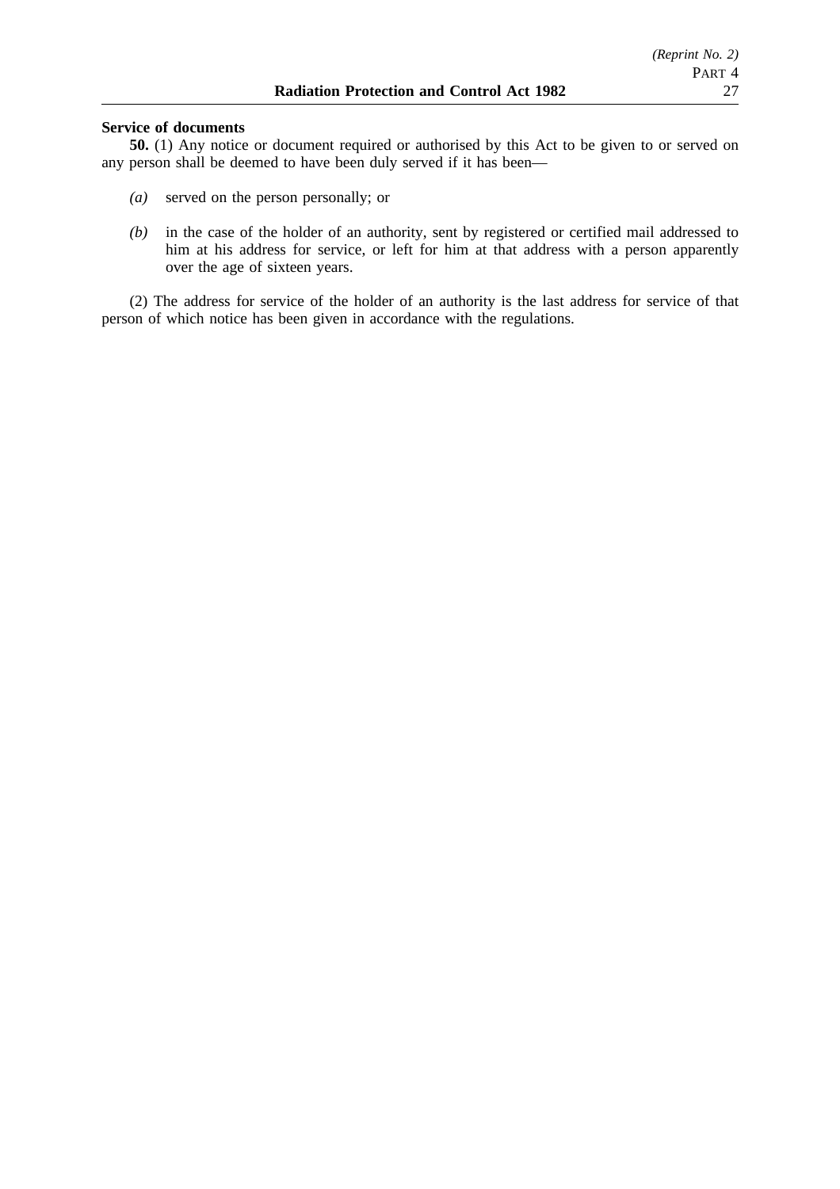**Service of documents**

**50.** (1) Any notice or document required or authorised by this Act to be given to or served on any person shall be deemed to have been duly served if it has been—

*(a)* served on the person personally; or

*(b)* in the case of the holder of an authority, sent by registered or certified mail addressed to him at his address for service, or left for him at that address with a person apparently over the age of sixteen years.

(2) The address for service of the holder of an authority is the last address for service of that person of which notice has been given in accordance with the regulations.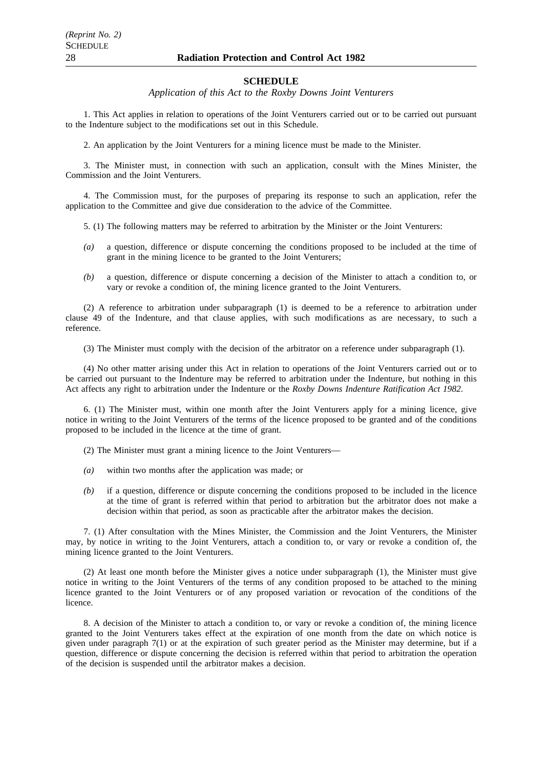## SCHEDULE

*Application of this Act to the Roxby Downs Joint Venturers*

1. This Act applies in relation to operations of the Joint Venturers carried out or to be carried out pursuant to the Indenture subject to the modifications set out in this Schedule.

2. An application by the Joint Venturers for a mining licence must be made to the Minister.

3. The Minister must, in connection with such an application, consult with the Mines Minister, the Commission and the Joint Venturers.

4. The Commission must, for the purposes of preparing its response to such an application, refer the application to the Committee and give due consideration to the advice of the Committee.

5. (1) The following matters may be referred to arbitration by the Minister or the Joint Venturers:

*(a)* a question, difference or dispute concerning the conditions proposed to be included at the time of grant in the mining licence to be granted to the Joint Venturers;

*(b)* a question, difference or dispute concerning a decision of the Minister to attach a condition to, or vary or revoke a condition of, the mining licence granted to the Joint Venturers.

(2) A reference to arbitration under subparagraph (1) is deemed to be a reference to arbitration under clause 49 of the Indenture, and that clause applies, with such modifications as are necessary, to such a reference.

(3) The Minister must comply with the decision of the arbitrator on a reference under subparagraph (1).

(4) No other matter arising under this Act in relation to operations of the Joint Venturers carried out or to be carried out pursuant to the Indenture may be referred to arbitration under the Indenture, but nothing in this Act affects any right to arbitration under the Indenture or the *Roxby Downs Indenture Ratification Act 1982*.

6. (1) The Minister must, within one month after the Joint Venturers apply for a mining licence, give notice in writing to the Joint Venturers of the terms of the licence proposed to be granted and of the conditions proposed to be included in the licence at the time of grant.

(2) The Minister must grant a mining licence to the Joint Venturers—

*(a)* within two months after the application was made; or

*(b)* if a question, difference or dispute concerning the conditions proposed to be included in the licence at the time of grant is referred within that period to arbitration but the arbitrator does not make a decision within that period, as soon as practicable after the arbitrator makes the decision.

7. (1) After consultation with the Mines Minister, the Commission and the Joint Venturers, the Minister may, by notice in writing to the Joint Venturers, attach a condition to, or vary or revoke a condition of, the mining licence granted to the Joint Venturers.

(2) At least one month before the Minister gives a notice under subparagraph (1), the Minister must give notice in writing to the Joint Venturers of the terms of any condition proposed to be attached to the mining licence granted to the Joint Venturers or of any proposed variation or revocation of the conditions of the licence.

8. A decision of the Minister to attach a condition to, or vary or revoke a condition of, the mining licence granted to the Joint Venturers takes effect at the expiration of one month from the date on which notice is given under paragraph 7(1) or at the expiration of such greater period as the Minister may determine, but if a question, difference or dispute concerning the decision is referred within that period to arbitration the operation of the decision is suspended until the arbitrator makes a decision.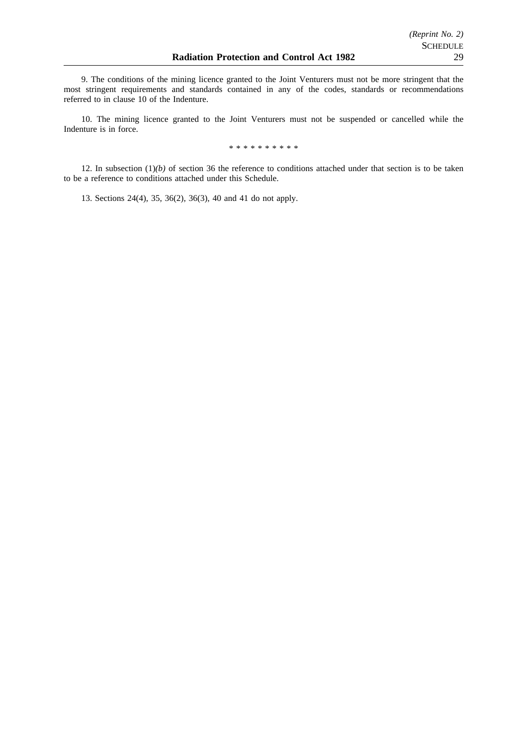9. The conditions of the mining licence granted to the Joint Venturers must not be more stringent that the most stringent requirements and standards contained in any of the codes, standards or recommendations referred to in clause 10 of the Indenture.

10. The mining licence granted to the Joint Venturers must not be suspended or cancelled while the Indenture is in force.

\* \* \* \* \* \* \* \* \* \*

12. In subsection (1)*(b)* of section 36 the reference to conditions attached under that section is to be taken to be a reference to conditions attached under this Schedule.

13. Sections 24(4), 35, 36(2), 36(3), 40 and 41 do not apply.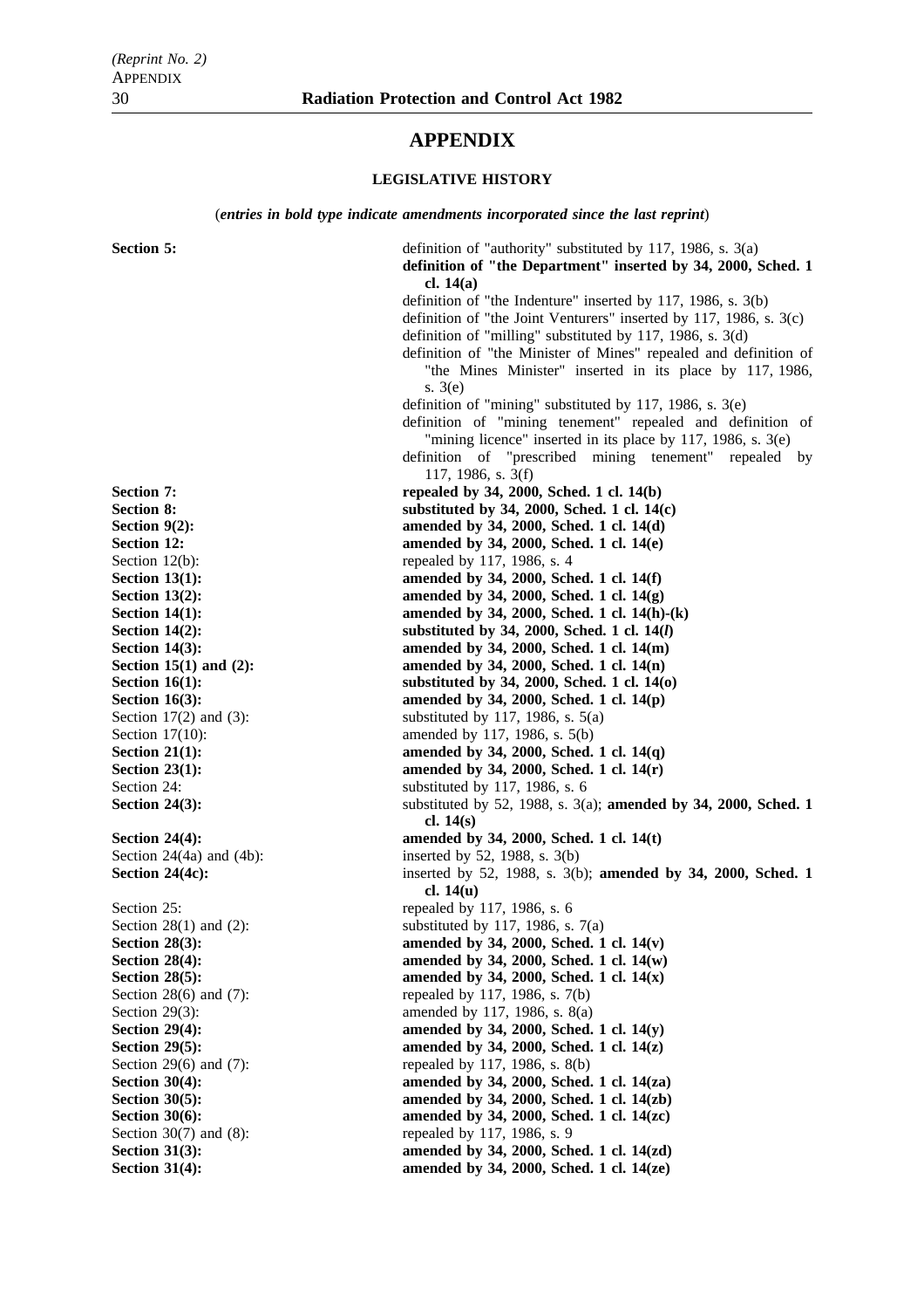# APPENDIX

## LEGISLATIVE HISTORY

(*entries in bold type indicate amendments incorporated since the last reprint*)

| | |
|---|---|
| **Section 5:** | definition of "authority" substituted by 117, 1986, s. 3(a) |
| | **definition of "the Department" inserted by 34, 2000, Sched. 1 cl. 14(a)** |
| | definition of "the Indenture" inserted by 117, 1986, s. 3(b) |
| | definition of "the Joint Venturers" inserted by 117, 1986, s. 3(c) |
| | definition of "milling" substituted by 117, 1986, s. 3(d) |
| | definition of "the Minister of Mines" repealed and definition of "the Mines Minister" inserted in its place by 117, 1986, s. 3(e) |
| | definition of "mining" substituted by 117, 1986, s. 3(e) |
| | definition of "mining tenement" repealed and definition of "mining licence" inserted in its place by 117, 1986, s. 3(e) |
| | definition of "prescribed mining tenement" repealed by 117, 1986, s. 3(f) |
| **Section 7:** | **repealed by 34, 2000, Sched. 1 cl. 14(b)** |
| **Section 8:** | **substituted by 34, 2000, Sched. 1 cl. 14(c)** |
| **Section 9(2):** | **amended by 34, 2000, Sched. 1 cl. 14(d)** |
| **Section 12:** | **amended by 34, 2000, Sched. 1 cl. 14(e)** |
| Section 12(b): | repealed by 117, 1986, s. 4 |
| **Section 13(1):** | **amended by 34, 2000, Sched. 1 cl. 14(f)** |
| **Section 13(2):** | **amended by 34, 2000, Sched. 1 cl. 14(g)** |
| **Section 14(1):** | **amended by 34, 2000, Sched. 1 cl. 14(h)-(k)** |
| **Section 14(2):** | **substituted by 34, 2000, Sched. 1 cl. 14(*l*)** |
| **Section 14(3):** | **amended by 34, 2000, Sched. 1 cl. 14(m)** |
| **Section 15(1) and (2):** | **amended by 34, 2000, Sched. 1 cl. 14(n)** |
| **Section 16(1):** | **substituted by 34, 2000, Sched. 1 cl. 14(o)** |
| **Section 16(3):** | **amended by 34, 2000, Sched. 1 cl. 14(p)** |
| Section 17(2) and (3): | substituted by 117, 1986, s. 5(a) |
| Section 17(10): | amended by 117, 1986, s. 5(b) |
| **Section 21(1):** | **amended by 34, 2000, Sched. 1 cl. 14(q)** |
| **Section 23(1):** | **amended by 34, 2000, Sched. 1 cl. 14(r)** |
| Section 24: | substituted by 117, 1986, s. 6 |
| **Section 24(3):** | substituted by 52, 1988, s. 3(a); **amended by 34, 2000, Sched. 1 cl. 14(s)** |
| **Section 24(4):** | **amended by 34, 2000, Sched. 1 cl. 14(t)** |
| Section 24(4a) and (4b): | inserted by 52, 1988, s. 3(b) |
| **Section 24(4c):** | inserted by 52, 1988, s. 3(b); **amended by 34, 2000, Sched. 1 cl. 14(u)** |
| Section 25: | repealed by 117, 1986, s. 6 |
| Section 28(1) and (2): | substituted by 117, 1986, s. 7(a) |
| **Section 28(3):** | **amended by 34, 2000, Sched. 1 cl. 14(v)** |
| **Section 28(4):** | **amended by 34, 2000, Sched. 1 cl. 14(w)** |
| **Section 28(5):** | **amended by 34, 2000, Sched. 1 cl. 14(x)** |
| Section 28(6) and (7): | repealed by 117, 1986, s. 7(b) |
| Section 29(3): | amended by 117, 1986, s. 8(a) |
| **Section 29(4):** | **amended by 34, 2000, Sched. 1 cl. 14(y)** |
| **Section 29(5):** | **amended by 34, 2000, Sched. 1 cl. 14(z)** |
| Section 29(6) and (7): | repealed by 117, 1986, s. 8(b) |
| **Section 30(4):** | **amended by 34, 2000, Sched. 1 cl. 14(za)** |
| **Section 30(5):** | **amended by 34, 2000, Sched. 1 cl. 14(zb)** |
| **Section 30(6):** | **amended by 34, 2000, Sched. 1 cl. 14(zc)** |
| Section 30(7) and (8): | repealed by 117, 1986, s. 9 |
| **Section 31(3):** | **amended by 34, 2000, Sched. 1 cl. 14(zd)** |
| **Section 31(4):** | **amended by 34, 2000, Sched. 1 cl. 14(ze)** |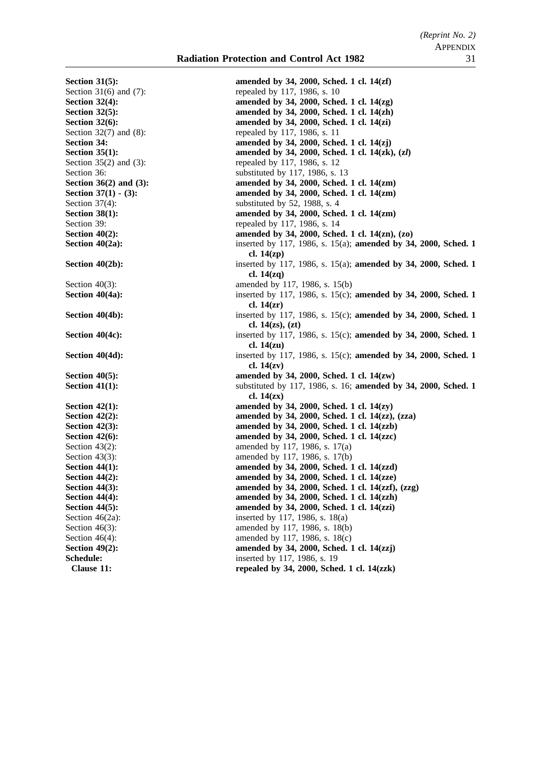| | |
|---|---|
| **Section 31(5):** | **amended by 34, 2000, Sched. 1 cl. 14(zf)** |
| Section 31(6) and (7): | repealed by 117, 1986, s. 10 |
| **Section 32(4):** | **amended by 34, 2000, Sched. 1 cl. 14(zg)** |
| **Section 32(5):** | **amended by 34, 2000, Sched. 1 cl. 14(zh)** |
| **Section 32(6):** | **amended by 34, 2000, Sched. 1 cl. 14(zi)** |
| Section 32(7) and (8): | repealed by 117, 1986, s. 11 |
| **Section 34:** | **amended by 34, 2000, Sched. 1 cl. 14(zj)** |
| **Section 35(1):** | **amended by 34, 2000, Sched. 1 cl. 14(zk), (z*l*)** |
| Section 35(2) and (3): | repealed by 117, 1986, s. 12 |
| Section 36: | substituted by 117, 1986, s. 13 |
| **Section 36(2) and (3):** | **amended by 34, 2000, Sched. 1 cl. 14(zm)** |
| **Section 37(1) - (3):** | **amended by 34, 2000, Sched. 1 cl. 14(zm)** |
| Section 37(4): | substituted by 52, 1988, s. 4 |
| **Section 38(1):** | **amended by 34, 2000, Sched. 1 cl. 14(zm)** |
| Section 39: | repealed by 117, 1986, s. 14 |
| **Section 40(2):** | **amended by 34, 2000, Sched. 1 cl. 14(zn), (zo)** |
| **Section 40(2a):** | inserted by 117, 1986, s. 15(a); **amended by 34, 2000, Sched. 1 cl. 14(zp)** |
| **Section 40(2b):** | inserted by 117, 1986, s. 15(a); **amended by 34, 2000, Sched. 1 cl. 14(zq)** |
| Section 40(3): | amended by 117, 1986, s. 15(b) |
| **Section 40(4a):** | inserted by 117, 1986, s. 15(c); **amended by 34, 2000, Sched. 1 cl. 14(zr)** |
| **Section 40(4b):** | inserted by 117, 1986, s. 15(c); **amended by 34, 2000, Sched. 1 cl. 14(zs), (zt)** |
| **Section 40(4c):** | inserted by 117, 1986, s. 15(c); **amended by 34, 2000, Sched. 1 cl. 14(zu)** |
| **Section 40(4d):** | inserted by 117, 1986, s. 15(c); **amended by 34, 2000, Sched. 1 cl. 14(zv)** |
| **Section 40(5):** | **amended by 34, 2000, Sched. 1 cl. 14(zw)** |
| **Section 41(1):** | substituted by 117, 1986, s. 16; **amended by 34, 2000, Sched. 1 cl. 14(zx)** |
| **Section 42(1):** | **amended by 34, 2000, Sched. 1 cl. 14(zy)** |
| **Section 42(2):** | **amended by 34, 2000, Sched. 1 cl. 14(zz), (zza)** |
| **Section 42(3):** | **amended by 34, 2000, Sched. 1 cl. 14(zzb)** |
| **Section 42(6):** | **amended by 34, 2000, Sched. 1 cl. 14(zzc)** |
| Section 43(2): | amended by 117, 1986, s. 17(a) |
| Section 43(3): | amended by 117, 1986, s. 17(b) |
| **Section 44(1):** | **amended by 34, 2000, Sched. 1 cl. 14(zzd)** |
| **Section 44(2):** | **amended by 34, 2000, Sched. 1 cl. 14(zze)** |
| **Section 44(3):** | **amended by 34, 2000, Sched. 1 cl. 14(zzf), (zzg)** |
| **Section 44(4):** | **amended by 34, 2000, Sched. 1 cl. 14(zzh)** |
| **Section 44(5):** | **amended by 34, 2000, Sched. 1 cl. 14(zzi)** |
| Section 46(2a): | inserted by 117, 1986, s. 18(a) |
| Section 46(3): | amended by 117, 1986, s. 18(b) |
| Section 46(4): | amended by 117, 1986, s. 18(c) |
| **Section 49(2):** | **amended by 34, 2000, Sched. 1 cl. 14(zzj)** |
| **Schedule:** | inserted by 117, 1986, s. 19 |
| **Clause 11:** | **repealed by 34, 2000, Sched. 1 cl. 14(zzk)** |